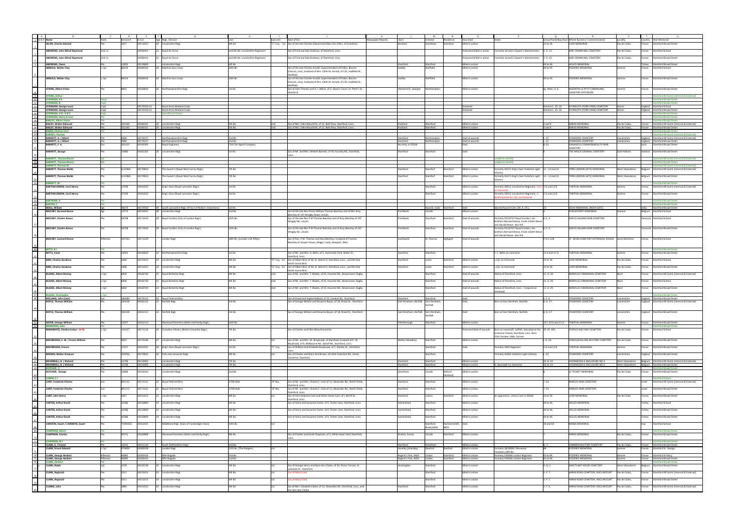| Ref # | Name | Rank | Service # | D.O.D. | Age | Regt. /Service | Unit | Sub Unit | Next of Kin | Newspaper Reports | Born | Enlisted | Residence | How Died | Notes | Grave/Panel/Bay/Face | Where Buried or Commemorated | Locality | Country | War Memorial |
|---|---|---|---|---|---|---|---|---|---|---|---|---|---|---|---|---|---|---|---|---|
| 3 | ALLEN, Charles Edward | Pte. | 5917 | 19151013 | 20 | Lincolnshire Regt. | 4th Bn. | "C" Coy. - 1st | Son of the late Charles Edward and Mary Ann Allen, of Grantham. | | Stanford | Grantham | Stamford | Killed in action | | 31 to 34. | LOOS MEMORIAL | Pas de Calais | France | Stamford Broad Street |
| 4 | ANDREWS, John Alfred Raymond | 2nd. Lt. | | 19180414 | 21 | Royal Air Force | and 6th Bn. Lincolnshire Regiment | | Son of Fred and Ada Andrews, of Stamford, Lincs. | | | | | Presumed killed in action | Formerly served in Queen's Westminsters | 2. D. 12. | AIRE COMMUNAL CEMETERY | Pas de Calais, | France | Stamford School |
| 5 | ANDREWS, John Alfred Raymond | 2nd. Lt. | | 19180414 | 21 | Royal Air Force | and 6th Bn. Lincolnshire Regiment | | Son of Fred and Ada Andrews, of Stamford, Lincs. | | | | | Presumed killed in action | Formerly served in Queen's Westminsters | 2. D. 12. | AIRE COMMUNAL CEMETERY | Pas de Calais, | France | Stamford Broad Street |
| 6 | ANDREWS, Owen | Pte. | 12855 | 19150809 | | Lincolnshire Regt. | 6th Bn. | | | | Stamford | Stamford | | Killed in action | | 44 to 46. | HELLES MEMORIAL | | Turkey | Stamford Broad Street |
| 7 | ARNOLD, Walter Clay | L.Cpl. | 86414 | 19180324 | 34 | Machine Gun Corps | 20th Bn. | | Son of the late Charles Arnold, Superintendent of Police, Bourne Division, Lincs; husband of Mrs. Edith M. Arnold, of 535, Hadfield St., Sheffield. | | Saulby | Sheffield | | Killed in action | | 90 to 93 | POZIERES MEMORIAL | Somme | France | Stamford School |
| 8 | ARNOLD, Walter Clay | L.Cpl. | 86414 | 19180324 | 34 | Machine Gun Corps | 20th Bn. | | Son of the late Charles Arnold, Superintendent of Police, Bourne Division, Lincs; husband of Mrs. Edith M. Arnold, of 535, Hadfield St., Sheffield. | | Saulby | Sheffield | | Killed in action | | 90 to 93 | POZIERES MEMORIAL | Somme | France | Stamford Broad Street |
| 9 | ATKINS, Albert Victor | Pte. | 8842 | 19160816 | 26 | Northamptonshire Regt. | 1st Bn. | | Son of John Thomas and H. J. Atkins, of 2, Dixon's Court, St. Peter's St., Stamford. | | Stamford St. Georges | Northampton | | Killed in action | | Sp. Mem. A. 8. | BAZENTIN-LE-PETIT COMMUNAL CEMETERY EXTENSION | Somme | France | Stamford Broad Street |
| 10 | ATKINS, Arthur | | | | | | | | | | | | | | | | | | | Stamford All Saints (Internal & External) |
| 11 | ATKINSON, A.E | Major | | | | | | | | | | | | | | | | | | Stamford Broad Street |
| 12 | ATKINSON, B. | Capt. | | | | | | | | | | | | | | | | | | Stamford Broad Street |
| 13 | ATKINSON, George Louis | Capt. | | 19170320-21 | | Royal Army Medical Corps | | | | | | | | Drowned | | General L. 25. 10 | PLYMOUTH (FORD PARK) CEMETERY | Devon | England | Stamford School |
| 14 | ATKINSON, George Louis | Capt. | | 19170320-21 | | Royal Army Medical Corps | | | | | | | | Drowned | | General L. 25. 10 | PLYMOUTH (FORD PARK) CEMETERY | Devon | England | Stamford Broad Street |
| 15 | ATKINSON, H B / D B E | Capt. | | | | East African Forces | | | | | | | | | | | | | | Stamford School |
| 16 | ATKINSON, Henry Ernest | Pte. | | | | | | | | | | | | | | | | | | Stamford Broad Street |
| 17 | BAGLEY, Albert Victor | Pte. | | | | | | | | | | | | | | | | | | Stamford Broad Street |
| 18 | BAILEY, Walter Edmund | Pte. | 202160 | 19180321 | 24 | Lincolnshire Regt. | 5th Bn. | 2nd | Son of Mrs. Ellen Maud Kirk, of 10, Bath Row, Stamford, Lincs. | | Portland | Stamford | | Killed in action | | 3 and 4 | ARRAS MEMORIAL | Pas de Calais, | France | Stamford All Saints (Internal & External) |
| 19 | BAILEY, Walter Edmund | Pte. | 202160 | 19180321 | 24 | Lincolnshire Regt. | 5th Bn. | 2nd | Son of Mrs. Ellen Maud Kirk, of 10, Bath Row, Stamford, Lincs. | | Portland | Stamford | | Killed in action | | 3 and 4 | ARRAS MEMORIAL | Pas de Calais, | France | Stamford Broad Street |
| 20 | BAKER, Charles Cecil | Pte. | | | | | | | | | | | | | | | | | | Stamford Broad Street |
| 21 | BARNET, Thomas | | | | | | | | | | | | | | | | | | | Stamford All Saints (Internal & External) |
| 22 | BARNETT, A. / Albert | Pte. | 9084 | 19170227 | | Northamptonshire Regt. | 2nd Bn. | | | | Stamford | Northampton | | Died of wounds | | L. 17. | STAMFORD CEMETERY | Lincolnshire | England | Stamford All Saints (Internal & External) |
| 23 | BARNETT, A. / Albert | Pte. | 9084 | 19170227 | | Northamptonshire Regt. | 2nd Bn. | | | | Stamford | Northampton | | Died of wounds | | L. 17. | STAMFORD CEMETERY | Lincolnshire | England | Stamford Broad Street |
| 24 | BARNETT, F. A. | Dvr. | 631425 | 19190405 | | Royal Engineers | 75th Div Signal Company | | | | No entry in SDGW | | | Died | | B. 61. | DAMASCUS COMMONWEALTH WAR CEMETERY | | Syria | Stamford Broad Street |
| 25 | BARNETT, George | Pte. | 25880 | 19181202 | 26 | Lincolnshire Regt. | 1st Bn. | | Son of Mr. and Mrs. Herbert Barnett, of 19, Foundry Rd., Stamford, Lincs. | | Stamford | Stamford | | Died | | | THE HAGUE GENERAL CEMETERY | Zuid-Holland | Holland | Stamford Broad Street |
| 26 | BARNETT, Thomas Morris | Pte. | | | | | | | | | | | | | Unable to identify | | | | | Stamford All Saints (Internal & External) |
| 27 | BARNETT, Thomas Morris | Pte. | | | | | | | | | | | | | Unable to identify | | | | | Stamford Broad Street |
| 28 | BARNETT, Thomas W | | | | | | | | | | | | | | | | | | | Stamford All Saints (Internal & External) |
| 29 | BARRETT, Thomas Webb | Pte. | 6/22866 | 19170810 | | The Queen's (Royal West Surrey Regt.) | 7th Bn. | | | | Stamford | Stamford | Stamford | Killed in action | Formerly 41671 King's Own Yorkshire Light Infantry | 11 - 13 and 14 | YPRES (MENIN GATE) MEMORIAL | West-Vlaanderen, | Belgium | Stamford All Saints (Internal & External) |
| 30 | BARRETT, Thomas Webb | Pte. | 6/22866 | 19170810 | | The Queen's (Royal West Surrey Regt.) | 7th Bn. | | | | Stamford | Stamford | Stamford | Killed in action | Formerly 41671 King's Own Yorkshire Light Infantry | 11 - 13 and 14 | YPRES (MENIN GATE) MEMORIAL | West-Vlaanderen, | Belgium | Stamford Broad Street |
| 31 | BARRETT, W. | Pte. | | | | | | | | | | | | | | | | | | Stamford Broad Street |
| 32 | BARTHOLOMEW, Cecil Henry | Pte. | 27209 | 19161023 | | King's Own (Royal Lancaster Regt.) | 1st Bn. | | | | | Stamford | | Killed in action | Formerly 30912 Lincolnshire Regiment, Cecil on memorial | 5 D and 12 B | THIEPVAL MEMORIAL | Somme | France | Stamford All Saints (Internal & External) |
| 33 | BARTHOLOMEW, Cecil Henry | Pte. | 27209 | 19161023 | | King's Own (Royal Lancaster Regt.) | 1st Bn. | | | | | Stamford | | Killed in action | Formerly 30912 Lincolnshire Regiment, H Bartholomew & L.Cpl. on memorial | 5 D and 12 B | THIEPVAL MEMORIAL | Somme | France | Stamford Broad Street |
| 34 | BARTRAM, H | Pte. | | | | | | | | | | | | | | | | | | Stamford Broad Street |
| 35 | BAXTER, C | Pte. | | | | | | | | | | | | | | | | | | Stamford Broad Street |
| 36 | BEALL, William | Sgt. | 30074 | 19170930 | 44 | South Lancashire Regt. (Prince of Wales's Volunteers) | 1st Bn. | | | | Karachi, India | Stamford | | Died | (Buried Karachi Cem. BA. A. 10.) | 23 | DELHI MEMORIAL (INDIA GATE) | | India | Stamford Broad Street |
| 37 | BEECHEY, Bernard Reeve | Sgt. | 13773 | 19150925 | 38 | Lincolnshire Regt. | 2nd Bn. | | Son of the late Rev. Prince William Thomas Beechey and of Mrs. Amy Beechey, of 197 Wragby Road, Lincoln. | | Pinchbeck | Lincoln | | Killed in action | | | PLOEGSTEERT MEMORIAL | Hainaut | Belgium | Stamford School |
| 38 | BEECHEY, Charles Reeve | Pte. | 58708 | 19171020 | 39 | Royal Fusiliers (City of London Regt.) | 25th Bn. | | Son of the late Rev P W Thomas Beechey and of Amy Beechey of 197 Wragby Rd, Lincoln | | Pinchbeck | Stamford | Stamford | Died of wounds | Formerly PS/10747 Royal Fusiliers. His brothers Bernard Reeve, Frank Collett Reeve and Harold Reeve also fell. | 6. E. 3. | DAR ES SALAAM WAR CEMETERY | | Tanzania | Stamford School |
| 39 | BEECHEY, Charles Reeve | Pte. | 58708 | 19171020 | 39 | Royal Fusiliers (City of London Regt.) | 25th Bn. | | Son of the late Rev P W Thomas Beechey and of Amy Beechey of 197 Wragby Rd, Lincoln | | Pinchbeck | Stamford | Stamford | Died of wounds | Formerly PS/10747 Royal Fusiliers. His brothers Bernard Reeve, Frank Collett Reeve and Harold Reeve also fell. | 6. E. 3. | DAR ES SALAAM WAR CEMETERY | | Tanzania | Stamford Broad Street |
| 40 | BEECHEY, Leonard Reeve | Rifleman | 692763 | 19171229 | | London Regt. | 18th Bn. (London Irish Rifles) | | Son of Rev. P.W. Thomas and Amy Beechey; husband of Frances Beechey of Juniper House, Magor, Undy, Newport, Mon. | | Southwark | St. Pancras | Highgate | Died of wounds | | P.V.H.12B. | ST. SEVER CEMETERY EXTENSION, ROUEN | Seine-Maritime | France | Stamford School |
| 41 | BETTS, B J | Pte. | | | | | | | | | | | | | | | | | | Stamford Broad Street |
| 42 | BETTS, Frank | Pte. | 14901 | 19160820 | 24 | Northamptonshire Regt. | 1st Bn. | | Son of Mr. and Mrs. H. Betts, of 5, Duncombe Yard, Water St., Stamford, Lincs. | | Stamford | Stamford | | | F. C. Betts on memorial | 11 A and 11 D. | THIEPVAL MEMORIAL | Somme | France | Stamford Broad Street |
| 43 | BIRD, Charles Goodeve | Pte. | 2966 | 19151013 | 33 | Lincolnshire Regt. | 4th Bn. | "D" Coy. 1st | Son of Albert Bird, of 46, St. Martin'S, Stamford, Lincs., and the late Sarah Louisa Bird. | | Stamford | Luton | Stamford | Killed in action | L.Cpl. on memorial | 31 to 34. | LOOS MEMORIAL | Pas de Calais | France | Stamford School |
| 44 | BIRD, Charles Goodeve | Pte. | 2966 | 19151013 | 33 | Lincolnshire Regt. | 4th Bn. | "D" Coy. 1st | Son of Albert Bird, of 46, St. Martin'S, Stamford, Lincs., and the late Sarah Louisa Bird. | | Stamford | Luton | Stamford | Killed in action | L.Cpl. on memorial | 31 to 34. | LOOS MEMORIAL | Pas de Calais | France | Stamford Broad Street |
| 45 | BLADES, Albert Moisey | L.Cpl. | 6004 | 19160720 | 21 | Royal Berkshire Regt. | 8th Bn. | 2nd | Son of Mr. and Mrs. T. Blades, of 25, Houston Rd., Brownsover, Rugby. | | | Stamford | | Died of wounds | Native of Stamford, Lincs. | 11. A. 29. | MERVILLE COMMUNAL CEMETERY | Nord | France | Stamford All Saints (Internal & External) |
| 46 | BLADES, Albert Moisey | L.Cpl. | 6004 | 19160720 | 21 | Royal Berkshire Regt. | 8th Bn. | 2nd | Son of Mr. and Mrs. T. Blades, of 25, Houston Rd., Brownsover, Rugby. | | | Stamford | | Died of wounds | Native of Stamford, Lincs. | 11. A. 29. | MERVILLE COMMUNAL CEMETERY | Nord | France | Stamford School |
| 47 | BLADES, Albert Moisey | L.Cpl. | 6004 | 19160720 | 21 | Royal Berkshire Regt. | 8th Bn. | 2nd | Son of Mr. and Mrs. T. Blades, of 25, Houston Rd., Brownsover, Rugby. | | | Stamford | | Died of wounds | Native of Stamford, Lincs. . Corporal on memorial | 11. A. 29. | MERVILLE COMMUNAL CEMETERY | Nord | France | Stamford Broad Street |
| 48 | BLADES, Christopher | L.Cpl. | | | | | | | | | | | | | | | | | | Stamford Broad Street |
| 49 | BOLLAND, John (Jack) | Gnr. | 186484 | 19170112 | 18 | Royal Field Artillery | | | Son of David and Sophie Bolland, of 23, Conduit Rd., Stamford. | | Stamford | Stamford | | Died | | 5. E. 4. | STAMFORD CEMETERY | Lincolnshire | England | Stamford Broad Street |
| 50 | BOYCE, Thomas William | Pte. | 240328 | 19181112 | 22 | Norfolk Regt. | 3rd Bn. | | Son of George William and Rosanna Boyce, of 18, Broad St., Stamford. | | East Dereham, Norfolk | East Dereham, Norfolk | | Died | Born at East Dereham, Norfolk. | B. G. 17. | STAMFORD CEMETERY | Lincolnshire | England | Stamford All Saints (Internal & External) |
| 51 | BOYCE, Thomas William | Pte. | 240328 | 19181112 | 22 | Norfolk Regt. | 3rd Bn. | | Son of George William and Rosanna Boyce, of 18, Broad St., Stamford. | | East Dereham, Norfolk | East Dereham, Norfolk | | Died | Born at East Dereham, Norfolk. | B. G. 17. | STAMFORD CEMETERY | Lincolnshire | England | Stamford Broad Street |
| 52 | BOYER, George William | Pte. | 62927 | 19161113 | | Sherwood Foresters (Notts and Derby Regt.) | 11th Bn. | | | | Peterborough | Stamford | | Killed in action | | 10 C 10 D and 11 A. | THIEPVAL MEMORIAL | Somme | France | Stamford Broad Street |
| 53 | BRANSTON, John | Pte. | | | | | | | | | | | | | | | | | | Stamford Broad Street |
| 54 | BRAWSHITE, Charles Evelyn : M M. | L.Cpl. | 156137 | 19171124 | 33 | Canadian Infantry (British Columbia Regt.) | 7th Bn. | | Son of Charles and Ellen Mary Brawshite | | | | | Presumed died of wounds | Born at Lowestoft, Suffolk. Educated at the Grammar School, Stamford, Lincs. Born 25th October 1884, Farmer. | 38. M. 20A | ETAPLES MILITARY CEMETERY | Pas de Calais | France | Stamford School |
| 55 | BRAYBROOK, E. W. / Ernest William | Pte. | 4823 | 19170106 | 27 | Lincolnshire Regt. | 4th Bn. | 1st | Son of Mr. and Mrs. W. Braybrook, of Stamford; husband of E. W. Braybrook, of 9, Melbourne Rd., Ryhall Rd., Stamford, Lincs. | | Melton Mowbray | Stamford | | Killed in action | | I. G. 24. | FONCQUEVILLERS MILITARY CEMETERY | Pas de Calais | France | Stamford Broad Street |
| 56 | BRAYBROOK, Francis | Pte. | 27217 | 19161021 | 20 | King's Own (Royal Lancaster Regt.) | 1st Bn. | "C" Coy. | Son of William and Elizabeth Braybrook, of 7, Stanley St., Stamford, Lincs. | | | Stamford | | Died | Formerly 3404 Regiment | 5 D and 12 B | THIEPVAL MEMORIAL | Somme | France | Stamford Broad Street |
| 57 | BROWN, Walter Simpson | Pte. | 235056 | 19170831 | 32 | York and Lancaster Regt. | 9th Bn. | 1st | Son of Charles and Mary Ann Brown, of Little Casterton Rd., Great Casterton, Stamford. | | | Stamford | | | Formerly 43464 Yorkshire Light Infantry | L. 22 | STAMFORD CEMETERY | Lincolnshire | England | Stamford Broad Street |
| 58 | BRUMMELL, R. / Richard | Pte. | 12796 | 19150905 | | Lincolnshire Regt. | 7th Bn. | | | | Stamford | Stamford | | Killed in action | | 10. B. 19. | VOORMEZEELE ENCLOSURE NO.3 | West-Vlaanderen | Belgium | Stamford All Saints (Internal & External) |
| 59 | BRUMMELL, R. / Richard | Pte. | 12796 | 19150905 | | Lincolnshire Regt. | 7th Bn. | | | | Stamford | Stamford | | Killed in action | E. Brumwell on memorial | 10. B. 19. | VOORMEZEELE ENCLOSURE NO.3 | West-Vlaanderen | Belgium | Stamford Broad Street |
| 60 | BUTCHER, E | Pte. | | | | | | | | | | | | | | | | | | Stamford Broad Street |
| 61 | BUTCHER, George | Pte. | 12806 | 19150310 | | Lincolnshire Regt. | 2nd Bn. | | | | Grantham | Lincoln | Ketton? (Rutland) | Killed in action | | | LE TOURET MEMORIAL | Pas de Calais | France | Stamford Broad Street |
| 62 | CAMM, F J | | | | | | | | | | | | | | | | | | | Stamford School |
| 63 | CANT, Frederick Charles | Gnr. | 891212 | 19171211 | 22 | Royal Field Artillery | 270th Bde. | "B" Bty. | Son of Mr. and Mrs. Charles F. Cant of 11, Alexander Rd., North Fields, Stamford, Lincs. | | Stamford | Stamford | | Killed in action | | T. 23. | RAMLEH WAR CEMETERY | | Israel | Stamford School |
| 64 | CANT, Frederick Charles | Gnr. | 891212 | 19171211 | 22 | Royal Field Artillery | 270th Bde. | "B" Bty. | Son of Mr. and Mrs. Charles F. Cant of 11, Alexander Rd., North Fields, Stamford, Lincs. | | Stamford | Stamford | | Killed in action | | T. 23. | RAMLEH WAR CEMETERY | | Israel | Stamford All Saints (Internal & External) |
| 65 | CANT, John Henry | L.Cpl. | 2467 | 19151013 | 21 | Lincolnshire Regt. | 4th Bn. | 1st | Son of John Osborne Cant and Esther Annie Cant, of 1, North St., Stamford, Lincs. | | Stamford | Lutons | Stamford | Killed in action | An apprentice., Henry Cant in SDGW | 31 to 34. | LOOS MEMORIAL | Pas de Calais | France | Stamford Broad Street |
| 66 | CARTER, Arthur David | Pte. | 10386 | 19150809 | 19 | Lincolnshire Regt. | 6th Bn. | | Son of Harry and Susanna Carter, of 4, Tenter Lane, Stamford, Lincs. | | Swineshead | Stamford | | Killed in action | | 44 to 46. | HELLES MEMORIAL | | Turkey | Stamford School |
| 67 | CARTER, Arthur David | Pte. | 10386 | 19150809 | 19 | Lincolnshire Regt. | 6th Bn. | | Son of Harry and Susanna Carter, of 4, Tenter Lane, Stamford, Lincs. | | Swineshead | Stamford | | Killed in action | | 44 to 46. | HELLES MEMORIAL | | Turkey | Stamford All Saints (Internal & External) |
| 68 | CARTER, Arthur David | Pte. | 10386 | 19150809 | 19 | Lincolnshire Regt. | 6th Bn. | | Son of Harry and Susanna Carter, of 4, Tenter Lane, Stamford, Lincs. | | Swineshead | Stamford | | Killed in action | | 44 to 46. | HELLES MEMORIAL | | Turkey | Stamford Broad Street |
| 69 | CARVETH, Ewart / CARWETH, Ewart | Pte. | TF290422 | 19161031 | | Middlesex Regt. (Duke of Cambridge's Own) | 10th Bn. | 1st | | | | Stamford Brook,MDX | Hammersmith, MDX | Died | | 30 and 64 | BASRA MEMORIAL | | Iraq | Stamford School |
| 70 | CHAPMAN, Albert | Pte. | | | | | | | | | | | | | | | | | | Stamford Broad Street |
| 71 | CHAPMAN, Charles | Pte. | 80761 | 19160808 | | Sherwood Foresters (Notts and Derby Regt.) | 9th Bn. | | Son of Charles and Sarah Chapman, of 5, White Swan Yard, Stamford, Lincs. | | Brixton, Surrey | Lincoln | Stamford | Killed in action | | | ARRAS MEMORIAL | Pas de Calais, | France | Stamford Broad Street |
| 72 | CHAPMAN, W J | Pte. | | | | | | | | | | | | | | | | | | Stamford Broad Street |
| 73 | CLARK, E. / Ernest | Pte. | 15241 | 19151128 | | South Staffordshire Regt. | 2nd Bn. | | | | Stamford | Grantham | | Killed in action | | II. 7. | CAMBRIN MILITARY CEMETERY | Pas de Calais, | France | Stamford Broad Street |
| 74 | CLARK, Ernest Edward | L.Cpl. | 374009 | 19180328 | | London Regt. | 12th Bn. (The Rangers) | 1st. | | | Hacelby (Aslackby) | Bedford | Bedford | Killed in action | Formerly 38/40081 Sherwood Foresters,10th Bn. | 88. | POZIERES MEMORIAL | Somme | France | Stamford St. George |
| 75 | CLARK, George Herbert | Rifleman | R0885 | 19180424 | | Rifle Brigade | 2nd Bn. | | | | Regent's Park, MDX | Lindan | Stamford | Killed in action | Formerly S56006 London Regiment. | 81 to 84. | POZIERES MEMORIAL | Somme | France | Stamford St.Mary |
| 76 | CLARK, George Herbert | Rifleman | R0885 | 19180424 | | Rifle Brigade | 2nd Bn. | | | | Regent's Park, MDX | Lindan | Stamford | Killed in action | Formerly S56006 London Regiment. | 81 to 84. | POZIERES MEMORIAL | Somme | France | Stamford Broad Street |
| 77 | CLARK, Herbert | Pte. | | | | | | | | | | | | | | | | | | Stamford Broad Street |
| 78 | CLARK, Ralph | Cpl. | 5178 | 19150728 | 22 | Lincolnshire Regt. | 4th Bn. | 1st | Son of George Henry and Rose Ann Clarke, of 3A, Priory Terrace, St. Leonards St., Stamford. | | Huntingdon | Stamford | | Killed in action | | II. Q. 2. | SANCTUARY WOOD CEMETERY | West-Vlaanderen | Belgium | Stamford Broad Street |
| 79 | CLARK, Reginald | Pte. | 3211 | 19151013 | 19 | Lincolnshire Regt. | 4th Bn. | 1st | Son of Mary Clark. | | | Stamford | | Killed in action | | II. P. 7. | ARRAS ROAD CEMETERY, ROCLINCOURT | Pas de Calais, | France | Stamford All Saints (Internal & External) |
| 80 | CLARK, Reginald | Pte. | 3211 | 19151013 | 19 | Lincolnshire Regt. | 4th Bn. | 1st | Son of Mary Clark. | | | Stamford | | Killed in action | | II. P. 7. | ARRAS ROAD CEMETERY, ROCLINCOURT | Pas de Calais, | France | Stamford Broad Street |
| 81 | CLARKE, John | Pte. | 5894 | 19151013 | 19 | Lincolnshire Regt. | 4th Bn. | 1st | Son of Mrs. Elizabeth Clarke, of 13, Alexandra Rd., Stamford, Lincs, and the late John Clarke. | | Stamford | Stamford | | Killed in action | | 2. F. 4. | ARRAS ROAD CEMETERY, ROCLINCOURT | Pas de Calais, | France | Stamford All Saints (Internal & External) |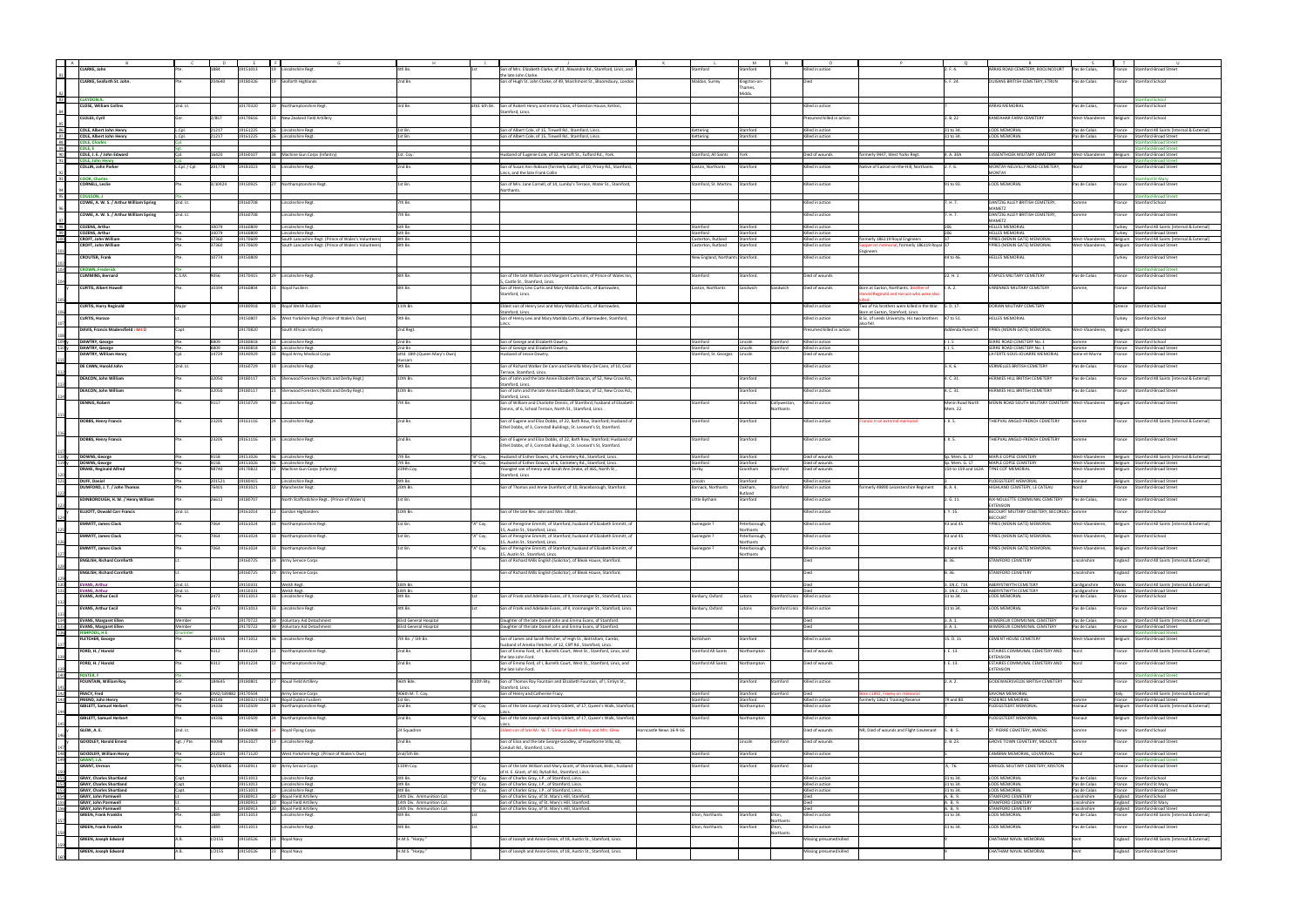| | A | B | C | D | E | F | G | H | I | J | K | L | M | N | O | P | Q | R | S | T | U |
|---|---|---|---|---|---|---|---|---|---|---|---|---|---|---|---|---|---|---|---|---|---|
| 81 | | CLARKE, John | Pte. | 3804 | 19151013 | 19 | Lincolnshire Regt. | 8th Bn. | 1st | Son of Mrs. Elizabeth Clarke, of 13, Alexandra Rd., Stamford, Lincs. and the late John Clarke. | | Stamford | Stamford | | Killed in action | | 2. F. 4. | ARRAS ROAD CEMETERY, ROCLINCOURT | Pas de Calais | France | Stamford Broad Street |
| 82 | | CLARKE, Seaforth St. John. | Pte. | 204640 | 19180326 | 19 | Seaforth Highlands | 2nd Bn. | | Son of Hugh St. John Clarke, of 49, Marchmont St., Bloomsbury, London. | | Malden, Surrey | Kingston-on-Thames, Middx. | | Died | | 5. F. 24. | DUISANS BRITISH CEMETERY, ETRUN | Pas de Calais | France | Stamford School |
| 83 | | CLAYDON A. | | | | | | | | | | | | | | | | | | | Stamford School |
| 84 | | CLOSE, William Collins | 2nd. Lt. | | 19170320 | 20 | Northamptonshire Regt. | 3rd Bn. | attd. 6th Bn. | Son of Robert Henry and emma Close, of Geeston House, Ketton, Stamford, Lincs. | | | | | | | | ARRAS MEMORIAL | Pas de Calais | France | Stamford School |
| 85 | | CLUELEE, Cyril | Gnr. | 2/867 | 19170616 | 23 | New Zealand Field Artillery | | | | | | | | Presumed killed in action | | 2. B. 22. | KANDAHAR FARM CEMETERY | West-Vlaanderen | Belgium | Stamford School |
| 86 | | COLE, Albert John Henry | L.Cpl. | 21217 | 19161225 | 26 | Lincolnshire Regt. | 1st Bn. | | Son of Albert Cole, of 15, Tinwell Rd., Stamford, Lincs. | | Kettering | Stamford | | Killed in action | | 33 to 34. | LOOS MEMORIAL | Pas de Calais | France | Stamford All Saints (Internal & External) |
| 87 | | COLE, Albert John Henry | L.Cpl. | 21217 | 19161225 | 26 | Lincolnshire Regt. | 1st Bn. | | Son of Albert Cole, of 15, Tinwell Rd., Stamford, Lincs. | | Kettering | Stamford | | Killed in action | | 33 to 34. | LOOS MEMORIAL | Pas de Calais | France | Stamford Broad Street |
| 88 | | COLE, Charles | | | | | | | | | | | | | | | | | | | Stamford Broad Street |
| 89 | | COLE, E | Sgt. | | | | | | | | | | | | | | | | | | Stamford Broad Street |
| 90 | | COLE, J. E. / John Edward | Cpl. | 26420 | 19160107 | 28 | Machine Gun Corps (Infantry) | 1st. Coy. | | Husband of Eugenie Cole, of 32, Hartoft St., Fulford Rd., York. | | Stamford, All Saints | York | | Died of wounds | formerly 9447, West Yorks Regt. | 6. A. 30A | LISSENTHOEK MILITARY CEMETERY | West-Vlaanderen | Belgium | Stamford Broad Street |
| 91 | | COLE, John Henry | | | | | | | | | | | | | | | | | | | Stamford Broad Street |
| 92 | | COLLIN, John Parker | L.Cpl. / Cpl. | 201778 | 19181023 | 31 | Lincolnshire Regt. | 2nd Bn. | | Son of Susan Ann Robson (formerly Collin), of 10, Priory Rd., Stamford, Lincs. and the late Frank Collin | | Easton, Northants | Stamford | | Killed in action | Native of Easton-on-the-Hill, Northants. | 2. F. 6. | MONTAY-NEUVILLY ROAD CEMETERY, MONTAY | Nord | France | Stamford School |
| 93 | | COOK, Charles | | | | | | | | | | | | | | | | | | | Stamford St Mary |
| 94 | | CONNELL, Leslie | Pte. | 3/30424 | 19150925 | 27 | Northamptonshire Regt. | 1st Bn. | | Son of Mrs. Jane Connell, of 14, Lumby's Terrace, Water St., Stamford, Northants. | | Stamford, St. Martins | Stamford | | Killed in action | | 91 to 93. | LOOS MEMORIAL | Pas de Calais | France | Stamford Broad Street |
| 95 | | COUSSON, F | | | | | | | | | | | | | | | | | | | Stamford Broad Street |
| 96 | | COWIE, A. W. S. / Arthur William Spring | 2nd. Lt. | | 19160708 | | Lincolnshire Regt. | 7th Bn. | | | | | | | Killed in action | | 7. H. 7. | DANTZIG ALLEY BRITISH CEMETERY, MAMETZ | Somme | France | Stamford School |
| 97 | | COWIE, A. W. S. / Arthur William Spring | 2nd. Lt. | | 19160708 | | Lincolnshire Regt. | 7th Bn. | | | | | | | Killed in action | | 7. H. 7. | DANTZIG ALLEY BRITISH CEMETERY, MAMETZ | Somme | France | Stamford Broad Street |
| 98 | | COZENS, Arthur | Pte. | 10079 | 19150809 | | Lincolnshire Regt. | 6th Bn. | | | | Stamford | Stamford | | Killed in action | | 20x. | HELLES MEMORIAL | | Turkey | Stamford All Saints (Internal & External) |
| 99 | | COZENS, Arthur | Pte. | 10079 | 19150809 | | Lincolnshire Regt. | 6th Bn. | | | | Stamford | Stamford | | Killed in action | | 20x. | HELLES MEMORIAL | | Turkey | Stamford Broad Street |
| 100 | | CROFT, John William | Pte. | 17360 | 19170609 | | South Lancashire Regt. (Prince of Wales's Volunteers) | 8th Bn. | | | | Casterton, Rutland | Stamford | | Killed in action | formerly 186119 Royal Engineers | 57 | YPRES (MENIN GATE) MEMORIAL | West-Vlaanderen | Belgium | Stamford All Saints (Internal & External) |
| 101 | | CROFT, John William | Pte. | 17360 | 19170609 | | South Lancashire Regt. (Prince of Wales's Volunteers) | 8th Bn. | | | | Casterton, Rutland | Stamford | | Killed in action | Sapper on memorial, formerly 186119 Royal Engineers | 57 | YPRES (MENIN GATE) MEMORIAL | West-Vlaanderen | Belgium | Stamford Broad Street |
| 102 | | CROUCHER, Frank | Pte. | 10774 | 19150809 | | | | | | | New England, Northants | Stamford | | Killed in action | | 44 to 46. | HELLES MEMORIAL | | Turkey | Stamford Broad Street |
| 103 | | CROWN, Frederick | Pte. | | | | | | | | | | | | | | | | | | Stamford Broad Street |
| 104 | | CUMMING, Bernard | C.S.M. | 9056 | 19170415 | 29 | Lincolnshire Regt. | 8th Bn. | | Son of the late William and Margaret Cummins, of Prince of Wales Inn, 5, Castle St., Stamford, Lincs. | | Stamford | Stamford. | | Died of wounds | | 22. H. 1 | ETAPLES MILITARY CEMETERY | Pas de Calais | France | Stamford Broad Street |
| 105 | | CURTIS, Albert Howell | Pte. | 10394 | 19160804 | 23 | Royal Fusiliers | 9th Bn. | | Son of Henry Levi Curtis and Mary Matilda Curtis, of Barrowden, Stamford, Lincs. | | Easton, Northants | Sandwich | Sandwich | Died of wounds | Born at Easton, Northants. Brother of Harold Reginald and Horace who were also killed. | 1. A. 2. | VARENNES MILITARY CEMETERY | Somme | France | Stamford School |
| 106 | | CURTIS, Harry Reginald | Major | | 19180918 | 31 | Royal Welsh Fusiliers | 11th Bn. | | Eldest son of Henry Levi and Mary Matilda Curtis, of Barrowden, Stamford, Lincs. | | | | | Killed in action | Two of his brothers were killed in the War. Born at Easton, Stamford, Lincs. | 6. D. 17. | DOIRAN MILITARY CEMETERY | | Greece | Stamford School |
| 107 | | CURTIS, Horace | Pte. | | 19150807 | 26 | West Yorkshire Regt. (Prince of Wales's Own) | 9th Bn. | | Son of Henry Levi and Mary Matilda Curtis, of Barrowden, Stamford, Lincs. | | | | | Killed in action | B.Sc. of Leeds University. His two brothers also fell. | 47 to 51. | HELLES MEMORIAL | | Turkey | Stamford School |
| 108 | | DAVIS, Francis Modensfield / MID | Capt. | | 19170820 | | South African Infantry | 2nd Regt. | | | | | | | Presumed killed in action | | Addenda Panel 57. | YPRES (MENIN GATE) MEMORIAL | West-Vlaanderen | Belgium | Stamford School |
| 109 | | DAWTREY, George | Pte. | 8809 | 19160818 | 33 | Lincolnshire Regt. | 2nd Bn. | | Son of George and Elizabeth Dawtry. | | Stamford | Lincoln | Stamford | Killed in action | | 1. I. 5. | SERRE ROAD CEMETERY No. 1 | Somme | France | Stamford Broad Street |
| 110 | | DAWTREY, George | Pte. | 8809 | 19160818 | 33 | Lincolnshire Regt. | 2nd Bn. | | Son of George and Elizabeth Dawtry. | | Stamford | Lincoln | Stamford | Killed in action | | 1. I. 5. | SERRE ROAD CEMETERY No. 1 | Somme | France | Stamford School |
| 111 | | DAWTREY, William Henry | Cpl. | 16729 | 19140929 | 32 | Royal Army Medical Corps | attd. 18th (Queen Mary's Own) Hussars | | Husband of Jessie Dawtry. | | Stamford, St. Georges | Lincoln | | Died of wounds | | | LA FERTE-SOUS-JOUARRE MEMORIAL | Seine-et-Marne | France | Stamford Broad Street |
| 112 | | DE CANN, Harold John | 2nd. Lt. | | 19160729 | 19 | Lincolnshire Regt. | 9th Bn. | | Son of Richard Walker De Cann and Sevilla Mary De Cann, of 10, Cecil Terrace, Stamford, Lincs. | | | | | Killed in action | | 3. K. 6. | VERMELLES BRITISH CEMETERY | Pas de Calais | France | Stamford School |
| 113 | | DEACON, John William | Pte. | 42050 | 19180117 | 21 | Sherwood Foresters (Notts and Derby Regt.) | 10th Bn. | | Son of John and the late Annie Elizabeth Deacon, of 52, New Cross Rd., Stamford, Lincs. | | | Stamford | | Killed in action | | 4. C. 31. | HERMIES HILL BRITISH CEMETERY | Pas de Calais | France | Stamford All Saints (Internal & External) |
| 114 | | DEACON, John William | Pte. | 42050 | 19180117 | 21 | Sherwood Foresters (Notts and Derby Regt.) | 10th Bn. | | Son of John and the late Annie Elizabeth Deacon, of 52, New Cross Rd., Stamford, Lincs. | | | Stamford | | Killed in action | | 4. C. 31. | HERMIES HILL BRITISH CEMETERY | Pas de Calais | France | Stamford Broad Street |
| 115 | | DENNIS, Robert | Pte. | 9157 | 19150729 | 49 | Lincolnshire Regt. | 7th Bn. | | Son of William and Charlotte Dennis, of Stamford; husband of Elizabeth Dennis, of 6, School Terrace, North St., Stamford, Lincs. | | Stamford | Stamford | Collyweston, Northants | Killed in action | | Menin Road North Mem. 22. | MENIN ROAD SOUTH MILITARY CEMETERY | West-Vlaanderen | Belgium | Stamford Broad Street |
| 116 | | DOBBS, Henry Francis | Pte. | 21205 | 19161116 | 24 | Lincolnshire Regt. | 2nd Bn. | | Son of Eugene and Eliza Dobbs, of 22, Bath Row, Stamford; husband of Ethel Dobbs, of 3, Cornstall Buildings, St. Leonard's St, Stamford. | | Stamford | Stamford | | Killed in action | Francis H on external memorial | 3. K. 5. | THIEPVAL ANGLO-FRENCH CEMETERY | Somme | France | Stamford All Saints (Internal & External) |
| 117 | | DOBBS, Henry Francis | Pte. | 21205 | 19161116 | 24 | Lincolnshire Regt. | 2nd Bn. | | Son of Eugene and Eliza Dobbs, of 22, Bath Row, Stamford; husband of Ethel Dobbs, of 3, Cornstall Buildings, St. Leonard's St, Stamford. | | Stamford | Stamford | | Killed in action | | 3. K. 5. | THIEPVAL ANGLO-FRENCH CEMETERY | Somme | France | Stamford Broad Street |
| 118 | | DOWNS, George | Pte. | 9158 | 19160326 | 36 | Lincolnshire Regt. | 7th Bn. | "B" Coy. | Husband of Esther Downs, of 6, Cemetery Rd., Stamford, Lincs. | | Stamford | Stamford | | Died of wounds | | Sp. Mem. G. 17 | MAPLE COPSE CEMETERY | West-Vlaanderen | Belgium | Stamford All Saints (Internal & External) |
| 119 | | DOWNS, George | Pte. | 9158 | 19160326 | 36 | Lincolnshire Regt. | 7th Bn. | "B" Coy. | Husband of Esther Downs, of 6, Cemetery Rd., Stamford, Lincs. | | Stamford | Stamford | | Died of wounds | | Sp. Mem. G. 17 | MAPLE COPSE CEMETERY | West-Vlaanderen | Belgium | Stamford Broad Street |
| 120 | | DRAKE, Reginald Alfred | Pte. | 98740 | 19170822 | 22 | Machine Gun Corps (Infantry) | 229th Coy. | | Youngest son of Henry and Sarah Ann Drake, of 46A, North St., Stamford, Lincs. | | Derby | Grantham | Stamford | Died of wounds | | 154 to 159 and 163A | TYNE COT MEMORIAL | West-Vlaanderen | Belgium | Stamford Broad Street |
| 121 | | DUFF, Daniel | Pte. | 201521 | 19180415 | | Lincolnshire Regt. | 4th Bn. | | | | Lincoln | Stamford | | Killed in action | | | PLOEGSTEERT MEMORIAL | Hainaut | Belgium | Stamford Broad Street |
| 122 | | DUNFORD, J. T. / John Thomas | Pte. | 76401 | 19181021 | 32 | Manchester Regt. | 20th Bn. | | Son of Thomas and Annie Dunford, of 10, Broadborough, Stamford. | | Barrack, Northants | Oakham, Rutland | Stamford | Killed in action | formerly 48890 Leicestershire Regiment | B. A. 4. | HIGHLAND CEMETERY, LE CATEAU | Nord | France | Stamford Broad Street |
| 123 | | EDINBOROUGH, H. W. / Henry William | Pte. | 26612 | 19180707 | | North Staffordshire Regt. (Prince of Wales's) | 1st Bn. | | | | Little Bytham | Stamford | | Killed in action | | 2. G. 11. | AIX-NOULETTE COMMUNAL CEMETERY EXTENSION | Pas de Calais | France | Stamford Broad Street |
| 124 | | ELLIOTT, Donald Carr Francis | 2nd. Lt. | | 19161024 | 22 | Gordon Highlanders | 10th Bn. | | Son of the late Rev. John and Mrs. Elliott. | | | | | Killed in action | | 3. F. 15. | BECOURT MILITARY CEMETERY, BECORDEL-BECOURT | Somme | France | Stamford School |
| 125 | | EMMITT, James Clock | Pte. | 7664 | 19141024 | 33 | Northamptonshire Regt. | 1st Bn. | "A" Coy. | Son of Peregrine Emmitt, of Stamford; husband of Elizabeth Emmitt, of 15, Austin St., Stamford, Lincs. | | Swinegate ? | Peterborough, Northants | | Killed in action | | 43 and 45 | YPRES (MENIN GATE) MEMORIAL | West-Vlaanderen | Belgium | Stamford All Saints (Internal & External) |
| 126 | | EMMITT, James Clock | Pte. | 7664 | 19141024 | 33 | Northamptonshire Regt. | 1st Bn. | "A" Coy. | Son of Peregrine Emmitt, of Stamford; husband of Elizabeth Emmitt, of 15, Austin St., Stamford, Lincs. | | Swinegate ? | Peterborough, Northants | | Killed in action | | 43 and 45 | YPRES (MENIN GATE) MEMORIAL | West-Vlaanderen | Belgium | Stamford School |
| 127 | | EMMITT, James Clock | Pte. | 7664 | 19141024 | 33 | Northamptonshire Regt. | 1st Bn. | "A" Coy. | Son of Peregrine Emmitt, of Stamford; husband of Elizabeth Emmitt, of 15, Austin St., Stamford, Lincs. | | Swinegate ? | Peterborough, Northants | | Killed in action | | 43 and 45 | YPRES (MENIN GATE) MEMORIAL | West-Vlaanderen | Belgium | Stamford Broad Street |
| 128 | | ENGLISH, Richard Cornforth | Lt. | | 19160725 | 29 | Army Service Corps | | | Son of Richard Mills English (Solicitor), of Bleak House, Stamford. | | | | | Died | | B. 96. | STAMFORD CEMETERY | Lincolnshire | England | Stamford All Saints (Internal & External) |
| 129 | | ENGLISH, Richard Cornforth | Lt. | | 19160725 | 29 | Army Service Corps | | | Son of Richard Mills English (Solicitor), of Bleak House, Stamford. | | | | | Died | | B. 96. | STAMFORD CEMETERY | Lincolnshire | England | Stamford Broad Street |
| 130 | | EVANS, Arthur | 2nd. Lt. | | 19150331 | | Welsh Regt. | 10th Bn. | | | | | | | Died | | 3. UN.C. 714. | ABERYSTWYTH CEMETERY | Cardiganshire | Wales | Stamford All Saints (Internal & External) |
| 131 | | EVANS, Arthur | 2nd. Lt. | | 19150331 | | Welsh Regt. | 10th Bn. | | | | | | | Died | | 3. UN.C. 714. | ABERYSTWYTH CEMETERY | Cardiganshire | Wales | Stamford Broad Street |
| 132 | | EVANS, Arthur Cecil | Pte. | 2473 | 19151013 | 33 | Lincolnshire Regt. | 8th Bn. | 1st | Son of Frank and Adelaide Evans, of 3, Ironmonger St., Stamford, Lincs. | | Banbury, Oxford | Lutons | Stamford Lincs | Killed in action | | 33 to 34. | LOOS MEMORIAL | Pas de Calais | France | Stamford Broad Street |
| 133 | | EVANS, Arthur Cecil | Pte. | 2473 | 19151013 | 33 | Lincolnshire Regt. | 8th Bn. | 1st | Son of Frank and Adelaide Evans, of 3, Ironmonger St., Stamford, Lincs. | | Banbury, Oxford | Lutons | Stamford Lincs | Killed in action | | 33 to 34. | LOOS MEMORIAL | Pas de Calais | France | Stamford School |
| 134 | | EVANS, Margaret Ellen | Member | | 19170722 | 39 | Voluntary Aid Detachment | 83rd General Hospital | | Daughter of the late Daniel John and Emma Evans, of Stamford. | | | | | Died | | 3. A. 1. | WIMEREUX COMMUNAL CEMETERY | Pas de Calais | France | Stamford All Saints (Internal & External) |
| 135 | | EVANS, Margaret Ellen | Member | | 19170722 | 39 | Voluntary Aid Detachment | 83rd General Hospital | | Daughter of the late Daniel John and Emma Evans, of Stamford. | | | | | Died | | 3. A. 1. | WIMEREUX COMMUNAL CEMETERY | Pas de Calais | France | Stamford Broad Street |
| 136 | | FEWKES, H E | Drummer | | | | | | | | | | | | | | | | | | Stamford Broad Street |
| 137 | | FLETCHER, George | Pte. | 241916 | 19171012 | 36 | Lincolnshire Regt. | 7th Bn. / 5th Bn. | | Son of James and Sarah Fletcher, of High St., Bottisham, Cambs; husband of Amelia Fletcher, of 12, Cliff Rd., Stamford, Lincs. | | Bottisham | Stamford | | Killed in action | | 15. D. 11. | CEMENT HOUSE CEMETERY | West-Vlaanderen | Belgium | Stamford Broad Street |
| 138 | | FORD, H. / Harold | Pte. | 9312 | 19141224 | 22 | Northamptonshire Regt. | 2nd Bn. | | Son of Emma Ford, of 1, Burrells Court, West St., Stamford, Lincs. and the late John Ford. | | Stamford All Saints | Northampton | | Died of wounds | | 1. E. 13. | ESTAIRES COMMUNAL CEMETERY AND EXTENSION | Nord | France | Stamford All Saints (Internal & External) |
| 139 | | FORD, H. / Harold | Pte. | 9312 | 19141224 | 22 | Northamptonshire Regt. | 2nd Bn. | | Son of Emma Ford, of 1, Burrells Court, West St., Stamford, Lincs. and the late John Ford. | | Stamford All Saints | Northampton | | Died of wounds | | 1. E. 13. | ESTAIRES COMMUNAL CEMETERY AND EXTENSION | Nord | France | Stamford Broad Street |
| 140 | | FOSTER, F | Pte. | | | | | | | | | | | | | | | | | | Stamford Broad Street |
| 141 | | FOUNTAIN, William Roy | Gnr. | 186645 | 19180801 | 27 | Royal Field Artillery | 96th Bde. | 430th Bty. | Son of Thomas Roy Fountain and Elizabeth Fountain, of 1, Emlyn St., Stamford, Lincs. | | | Stamford | Stamford | Killed in action | | 2. A. 2. | GODEWAERSVELDE BRITISH CEMETERY | Nord | France | Stamford Broad Street |
| 142 | | FRACY, Fred | Pte. | DM2/189882 | 19170504 | | Army Service Corps | 968th M. T. Coy. | | Son of Henry and Catherine Fracy. | | Stamford | Stamford | Stamford | Died | Born 1892, Fracey on memorial | | SAVONA MEMORIAL | | Italy | Stamford All Saints (Internal & External) |
| 143 | | FRIEND, John Henry | Pte. | 40146 | 19180323-0329 | | Royal Dublin Fusiliers | 1st Bn. | | | | Stamford | Stamford | | Killed in action | formerly 12621 Training Reserve | 79 and 80. | POZIERES MEMORIAL | Somme | France | Stamford Broad Street |
| 144 | | GIBLETT, Samuel Herbert | Pte. | 14336 | 19150509 | 24 | Northamptonshire Regt. | 2nd Bn. | "B" Coy. | Son of the late Joseph and Emily Giblett, of 17, Queen's Walk, Stamford, Lincs. | | Stamford | Northampton | | Killed in action | | | PLOEGSTEERT MEMORIAL | Hainaut | Belgium | Stamford All Saints (Internal & External) |
| 145 | | GIBLETT, Samuel Herbert | Pte. | 14336 | 19150509 | 24 | Northamptonshire Regt. | 2nd Bn. | "B" Coy. | Son of the late Joseph and Emily Giblett, of 17, Queen's Walk, Stamford, Lincs. | | Stamford | Northampton | | Killed in action | | | PLOEGSTEERT MEMORIAL | Hainaut | Belgium | Stamford Broad Street |
| 146 | | GLEW, A. E. | 2nd. Lt. | | 19160908 | | Royal Flying Corps | 24 Squadron | | Eldest son of late Mr. W. T. Glew of South Kelsey and Mrs. Glew. | Horncastle News 16-9-16 | | | | Died of wounds | NB, Died of wounds and Flight Lieutenant | 5. B. 5. | ST. PIERRE CEMETERY, AMIENS | Somme | France | Stamford School |
| 147 | | GOODLEY, Harold Ernest | Sgt. / Pte. | 40098 | 19161027 | 19 | Lincolnshire Regt. | 2nd Bn. | | Son of Eliza and the late George Goodley, of Hawthorne Villa, 60, Conduit Rd., Stamford, Lincs. | | | Lincoln | Stamford | Died of wounds | | 2. B. 23. | GROVE TOWN CEMETERY, MEAULTE | Somme | France | Stamford Broad Street |
| 148 | | GOODLEY, William Henry | Pte. | 202024 | 19171120 | | West Yorkshire Regt. (Prince of Wales's Own) | 2nd/5th Bn. | | | | Stamford | Stamford | | Killed in action | | | CAMBRAI MEMORIAL, LOUVERVAL | Nord | France | Stamford Broad Street |
| 149 | | GRANT, J.A. | Pte. | | | | | | | | | | | | | | | | | | Stamford Broad Street |
| 150 | | GRANT, Vernon | Pte. | S4/086856 | 19160911 | 30 | Army Service Corps | 110th Coy. | | Son of the late William and Mary Grant, of Shambrook, Beds.; husband of H. E. Grant, of 40, Ryhall Rd., Stamford, Lincs. | | Stamford | Stamford | Stamford | Died | | A. 76. | KARASOULI MILITARY CEMETERY | | Greece | Stamford Broad Street |
| 151 | | GRAY, Charles Shortland | Capt. | | 19151013 | | Lincolnshire Regt. | 4th Bn. | "D" Coy. | Son of Charles Gray, J.P., of Stamford, Lincs. | | | | | Killed in action | | 33 to 34. | LOOS MEMORIAL | Pas de Calais | France | Stamford School |
| 152 | | GRAY, Charles Shortland | Capt. | | 19151013 | | Lincolnshire Regt. | 4th Bn. | "D" Coy. | Son of Charles Gray, J.P., of Stamford, Lincs. | | | | | Killed in action | | 33 to 34. | LOOS MEMORIAL | Pas de Calais | France | Stamford St Mary |
| 153 | | GRAY, Charles Shortland | Capt. | | 19151013 | | Lincolnshire Regt. | 4th Bn. | "D" Coy. | Son of Charles Gray, J.P., of Stamford, Lincs. | | | | | Killed in action | | 33 to 34. | LOOS MEMORIAL | Pas de Calais | France | Stamford Broad Street |
| 154 | | GRAY, John Pannwell | Lt. | | 19180913 | 20 | Royal Field Artillery | 14th Div. Ammunition Col. | | Son of Charles Gray, of St. Mary's Hill, Stamford. | | | | | Died | | A. 8. 9. | STAMFORD CEMETERY | Lincolnshire | England | Stamford School |
| 155 | | GRAY, John Pannwell | Lt. | | 19180913 | 20 | Royal Field Artillery | 14th Div. Ammunition Col. | | Son of Charles Gray, of St. Mary's Hill, Stamford. | | | | | Died | | A. 8. 9. | STAMFORD CEMETERY | Lincolnshire | England | Stamford St Mary |
| 156 | | GRAY, John Pannwell | Lt. | | 19180913 | 20 | Royal Field Artillery | 14th Div. Ammunition Col. | | Son of Charles Gray, of St. Mary's Hill, Stamford. | | | | | Died | | A. 8. 9. | STAMFORD CEMETERY | Lincolnshire | England | Stamford Broad Street |
| 157 | | GREEN, Frank Franklin | Pte. | 1889 | 19151013 | | Lincolnshire Regt. | 4th Bn. | 1st | | | Elton, Northants | Stamford | Elton, Northants | Killed in action | | 33 to 34. | LOOS MEMORIAL | Pas de Calais | France | Stamford All Saints (Internal & External) |
| 158 | | GREEN, Frank Franklin | Pte. | 1889 | 19151013 | | Lincolnshire Regt. | 4th Bn. | 1st | | | Elton, Northants | Stamford | Elton, Northants | Killed in action | | 33 to 34. | LOOS MEMORIAL | Pas de Calais | France | Stamford Broad Street |
| 159 | | GREEN, Joseph Edward | A.B. | J/2155 | 19150526 | 23 | Royal Navy | H.M.S. "Harpy." | | Son of Joseph and Annie Green, of 18, Austin St., Stamford, Lincs. | | | | | Missing presumed killed | | | CHATHAM NAVAL MEMORIAL | Kent | England | Stamford All Saints (Internal & External) |
| 160 | | GREEN, Joseph Edward | A.B. | J/2155 | 19150526 | 23 | Royal Navy | H.M.S. "Harpy." | | Son of Joseph and Annie Green, of 18, Austin St., Stamford, Lincs. | | | | | Missing presumed killed | | | CHATHAM NAVAL MEMORIAL | Kent | England | Stamford Broad Street |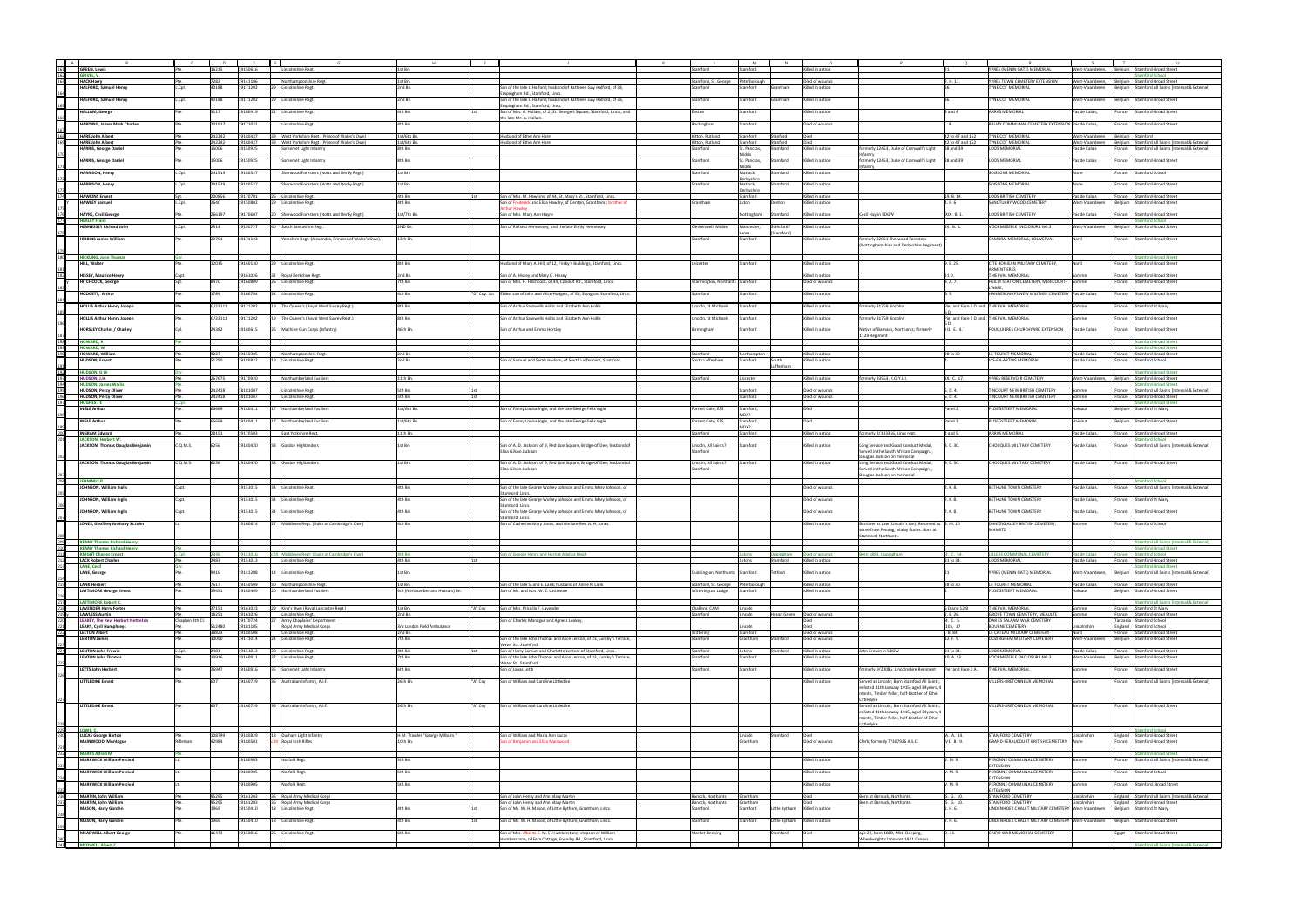| B | C | D | E | F | G | H | I | J | K | L | M | N | O | P | Q | R | S | T | U |
|---|---|---|---|---|---|---|---|---|---|---|---|---|---|---|---|---|---|---|---|
| GREEN, Lewis | Pte. | 16215 | 19150616 | | Lincolnshire Regt. | 1st Bn. | | | | Stamford | Stamford | | Killed in action | | 11 | YPRES (MENIN GATE) MEMORIAL | West-Vlaanderen | Belgium | Stamford Broad Street |
| GREVEL, V. | | | | | | | | | | | | | | | | | | | Stamford School |
| HACK Harry | Pte. | 7282 | 19141106 | | Northamptonshire Regt. | 1st Bn. | | | | Stamford, St. George | Peterborough | | Died of wounds | | I. H. 11. | YPRES TOWN CEMETERY EXTENSION | West-Vlaanderen | Belgium | Stamford Broad Street |
| HALFORD, Samuel Henry | L.Cpl. | 40188 | 19171202 | 29 | Lincolnshire Regt. | 2nd Bn. | | Son of the late J. Halford; husband of Kathleen Gay Halford, of 38, Empingham Rd., Stamford, Lincs. | | Stamford | Stamford | Grantham | Killed in action | | 56 | TYNE COT MEMORIAL | West-Vlaanderen | Belgium | Stamford All Saints (Internal & External) |
| HALFORD, Samuel Henry | L.Cpl. | 40188 | 19171202 | 29 | Lincolnshire Regt. | 2nd Bn. | | Son of the late J. Halford; husband of Kathleen Gay Halford, of 38, Empingham Rd., Stamford, Lincs. | | Stamford | Stamford | Grantham | Killed in action | | 56 | TYNE COT MEMORIAL | West-Vlaanderen | Belgium | Stamford Broad Street |
| HALLAM, George | Pte. | 6117 | 19160419 | 21 | Lincolnshire Regt. | 4th Bn. | 1st | Son of Mrs. A. Hallam, of 2, St. George's Square, Stamford, Lincs., and the late Mr. A. Hallam. | | Easton | Stamford | | Killed in action | | 3 and 4 | ARRAS MEMORIAL | Pas de Calais, | France | Stamford Broad Street |
| HARDING, James Mark Charles | Pte. | 201917 | 19171031 | | Lincolnshire Regt. | 4th Bn. | | | | Rockingham | Stamford | | Died of wounds | | L. 4. | BRUAY COMMUNAL CEMETERY EXTENSION | Pas de Calais, | France | Stamford Broad Street |
| HARE John Albert | Pte. | 242242 | 19180427 | 39 | West Yorkshire Regt. (Prince of Wales's Own) | 1st/6th Bn. | | Husband of Ethel Ann Hare | | Ketton, Rutland | Stamford | Stamford | Died | | 42 to 47 and 162 | TYNE COT MEMORIAL | West-Vlaanderen | Belgium | Stamford |
| HARE John Albert | Pte. | 242242 | 19180427 | 39 | West Yorkshire Regt. (Prince of Wales's Own) | 1st/6th Bn. | | Husband of Ethel Ann Hare | | Ketton, Rutland | Stamford | Stamford | Died | | 42 to 47 and 162 | TYNE COT MEMORIAL | West-Vlaanderen | Belgium | Stamford All Saints (Internal & External) |
| HARRIS, George Daniel | Pte. | 15006 | 19150925 | | Somerset Light Infantry | 8th Bn. | | | | Stamford | St. Pancras, Middx | Stamford | Killed in action | Formerly 12453, Duke of Cornwall's Light Infantry | 38 and 39 | LOOS MEMORIAL | Pas de Calais | France | Stamford All Saints (Internal & External) |
| HARRIS, George Daniel | Pte. | 15006 | 19150925 | | Somerset Light Infantry | 8th Bn. | | | | Stamford | St. Pancras, Middx | Stamford | Killed in action | Formerly 12453, Duke of Cornwall's Light Infantry | 38 and 39 | LOOS MEMORIAL | Pas de Calais | France | Stamford Broad Street |
| HARRISON, Henry | L.Cpl. | 241539 | 19180527 | | Sherwood Foresters (Notts and Derby Regt.) | 1st Bn. | | | | Stamford | Matlock, Derbyshire | Stamford | Killed in action | | | SOISSONS MEMORIAL | Aisne | France | Stamford School |
| HARRISON, Henry | L.Cpl. | 241539 | 19180527 | | Sherwood Foresters (Notts and Derby Regt.) | 1st Bn. | | | | Stamford | Matlock, Derbyshire | Stamford | Killed in action | | | SOISSONS MEMORIAL | Aisne | France | Stamford Broad Street |
| HAWKINS Ernest | Sgt. | 200856 | 19170701 | 26 | Lincolnshire Regt. | 4th Bn. | 1st | Son of Mrs. M. Hawkins, of 44, St. Mary's St., Stamford, Lincs. | | | | | Killed in action | | XX. B. 14. | LOOS BRITISH CEMETERY | Pas de Calais | France | Stamford Broad Street |
| HAWLEY Samuel | L.Cpl. | 2640 | 19150802 | 29 | Lincolnshire Regt. | 6th Bn. | | Son of Frederick and Eliza Hawley, of Denton, Grantham.; brother of Arthur Hawley | | Grantham | Luton | Denton | Killed in action | | II. F. 6. | SANCTUARY WOOD CEMETERY | West-Vlaanderen | Belgium | Stamford Broad Street |
| HAYRE, Cecil George | Pte. | 266197 | 19170607 | 20 | Sherwood Foresters (Notts and Derby Regt.) | 1st/7th Bn. | | Son of Mrs. Mary Ann Hayre | | | Nottingham | Stamford | Killed in action | Cecil Hayre in SDGW | XXX. B. 1. | LOOS BRITISH CEMETERY | Pas de Calais | France | Stamford Broad Street |
| HEALEY Frank | | | | | | | | | | | | | | | | | | | Stamford School |
| HENNESSEY Richard John | L.Cpl. | 3314 | 19150727 | 40 | South Lancashire Regt. | 2ND Bn. | | Son of Richard Hennessey, and the late Emily Hennessey. | | Clerkenwell, Middx | Manchester, Lancs | Stamford? (Stamford) | Killed in action | | IX. B. 1. | VOORMEZEELE ENCLOSURE NO.3 | West-Vlaanderen | Belgium | Stamford Broad Street |
| HIBBINS James William | Pte. | 39791 | 19171123 | | Yorkshire Regt. (Alexandra, Princess of Wales's Own) | 12th Bn. | | | | Stamford | Stamford | | Killed in action | Formerly 32051 Sherwood Foresters (Nottinghamshire and Derbyshire Regiment) | | CAMBRAI MEMORIAL, LOUVERVAL | Nord | France | Stamford Broad Street |
| HICKLING, John Thomas | Lt. | | | | | | | | | | | | | | | | | | Stamford Broad Street |
| HILL, Walter | Pte. | 12015 | 19160510 | 29 | Lincolnshire Regt. | 8th Bn. | | Husband of Mary A. Hill, of 12, Frisby's Buildings, Stamford, Lincs. | | Leicester | Stamford | | Killed in action | | II. C. 25. | CITE BONJEAN MILITARY CEMETERY, ARMENTIERES | Nord | France | Stamford Broad Street |
| HISSEY, Maurice Henry | Capt. | | 19161026 | 32 | Royal Berkshire Regt. | 2nd Bn. | | Son of A. Hissey and Mary D. Hissey | | | | | Killed in action | | 11 D. | THIEPVAL MEMORIAL | Somme | France | Stamford Broad Street |
| HITCHCOCK, George | Sgt. | 8470 | 19160809 | 26 | Lincolnshire Regt. | 7th Bn. | | Son of Mrs. H. Hitchcock, of 44, Conduit Rd., Stamford, Lincs. | | Warmington, Northants | Stamford | | Died of wounds | | I. A. 7. | HEILLY STATION CEMETERY, MERICOURT-L'ABBE | Somme | France | Stamford Broad Street |
| HODGETT, Arthur | Pte. | 1789 | 19160704 | 24 | Lincolnshire Regt. | 4th Bn. | "D" Coy. 1st | Eldest son of John and Alice Hodgett, of 50, Scotgate, Stamford, Lincs. | | Stamford | Stamford | | Killed in action | | B. 5. | HANNESCAMPS NEW MILITARY CEMETERY | Pas de Calais | France | Stamford Broad Street |
| HOLLIS Arthur Henry Joseph | Pte. | G/23111 | 19171202 | 19 | The Queen's (Royal West Surrey Regt.) | 8th Bn. | | Son of Arthur Samuells Hollis and Elizabeth Ann Hollis | | Lincoln, St Michaels | Stamford | | Killed in action | Formerly 31769 Lincoln | Pier and Face 5 D and 6 D. | THIEPVAL MEMORIAL | Somme | France | Stamford St Mary |
| HOLLIS Arthur Henry Joseph | Pte. | G/23111 | 19171202 | 19 | The Queen's (Royal West Surrey Regt.) | 8th Bn. | | Son of Arthur Samuells Hollis and Elizabeth Ann Hollis | | Lincoln, St Michaels | Stamford | | Killed in action | Formerly 31769 Lincoln | Pier and Face 5 D and 6 D. | THIEPVAL MEMORIAL | Somme | France | Stamford Broad Street |
| HORSLEY Charles / Charley | Cpl. | 24382 | 19180615 | 26 | Machine Gun Corps (Infantry) | 96th Bn. | | Son of Arthur and Emma Horsley | | Birmingham | Stamford | | Killed in action | Native of Barnack, Northants; formerly 1129 Regiment | III. E. 4. | FOUQUIERES CHURCHYARD EXTENSION | Pas de Calais | France | Stamford Broad Street |
| HOWARD, B | Pte. | | | | | | | | | | | | | | | | | | Stamford Broad Street |
| HOWARD, W | | | | | | | | | | | | | | | | | | | Stamford Broad Street |
| HOWARD, William | Pte. | 9227 | 19150305 | | Northamptonshire Regt. | 2nd Bn. | | | | Stamford | Northampton | | Killed in action | | 28 to 30 | LE TOURET MEMORIAL | Pas de Calais | France | Stamford Broad Street |
| HUDSON, Ernest | Pte. | 41790 | 19180822 | 19 | Lincolnshire Regt. | 2nd Bn. | | Son of Samuel and Sarah Hudson, of South Luffenham, Stamford. | | South Luffenham | Stamford | South Luffenham | Killed in action | | | VIS-EN-ARTOIS MEMORIAL | Pas de Calais | France | Stamford Broad Street |
| HUDSON, G W | Cpl | | | | | | | | | | | | | | | | | | Stamford Broad Street |
| HUDSON, J.H. | Pte. | 26/1675 | 19170920 | | Northumberland Fusiliers | 11th Bn. | | | | Stamford | Leicester | | Killed in action | Formerly 33564, K.O.Y.L.I. | IX. C. 17. | YPRES RESERVOIR CEMETERY | West-Vlaanderen | Belgium | Stamford Broad Street |
| HUDSON, James Wallis | Pte. | | | | | | | | | | | | | | | | | | Stamford Broad Street |
| HUDSON, Percy Oliver | Pte. | 242418 | 19181007 | | Lincolnshire Regt. | 5th Bn. | 1st | | | | Stamford | | Died of wounds | | II. D. 4. | TINCOURT NEW BRITISH CEMETERY | Somme | France | Stamford All Saints (Internal & External) |
| HUDSON, Percy Oliver | Pte. | 242418 | 19181007 | | Lincolnshire Regt. | 5th Bn. | 1st | | | | Stamford | | Died of wounds | | II. D. 4. | TINCOURT NEW BRITISH CEMETERY | Somme | France | Stamford Broad Street |
| HUGHES J E | L.Cpl. | | | | | | | | | | | | | | | | | | Stamford Broad Street |
| INGLE Arthur | Pte. | 64669 | 19180411 | 17 | Northumberland Fusiliers | 1st/4th Bn. | | Son of Fanny Louisa Ingle, and the late George Felix Ingle. | | Forest Gate, ESS | Stamford, MIDX | | Died | | Panel 2. | PLOEGSTEERT MEMORIAL | Hainaut | Belgium | Stamford St Mary |
| INGLE Arthur | Pte. | 64669 | 19180411 | 17 | Northumberland Fusiliers | 1st/4th Bn. | | Son of Fanny Louisa Ingle, and the late George Felix Ingle. | | Forest Gate, ESS | Stamford, MIDX | | Died | | Panel 2. | PLOEGSTEERT MEMORIAL | Hainaut | Belgium | Stamford Broad Street |
| INGRAM Edward | Pte. | 28151 | 19170503 | | East Yorkshire Regt. | 11th Bn. | | | | Stamford | Stamford | | Killed in action | Formerly 3/18336, Lincs regt | 8 and 9. | ARRAS MEMORIAL | Pas de Calais, | France | Stamford Broad Street |
| JACKSON, Herbert W. | | | | | | | | | | | | | | | | | | | Stamford School |
| JACKSON, Thomas Douglas Benjamin | C.Q.M.S. | 6256 | 19180420 | 38 | Gordon Highlanders | 1st Bn. | | Son of A. D. Jackson, of 9, Red Lion Square, Bridge-of-Dee; husband of Eliza Gibson Jackson | | Lincoln, All Saints? Stamford | Stamford | | Killed in action | Long Service and Good Conduct Medal. Served in the South African Campaign.; Douglas Jackson on memorial | II. C. 30. | CHOCQUES MILITARY CEMETERY | Pas de Calais | France | Stamford All Saints (Internal & External) |
| JACKSON, Thomas Douglas Benjamin | C.Q.M.S. | 6256 | 19180420 | 38 | Gordon Highlanders | 1st Bn. | | Son of A. D. Jackson, of 9, Red Lion Square, Bridge-of-Dee; husband of Eliza Gibson Jackson | | Lincoln, All Saints? Stamford | Stamford | | Killed in action | Long Service and Good Conduct Medal. Served in the South African Campaign.; Douglas Jackson on memorial | II. C. 30. | CHOCQUES MILITARY CEMETERY | Pas de Calais | France | Stamford Broad Street |
| JENNINGS P. | | | | | | | | | | | | | | | | | | | Stamford School |
| JOHNSON, William Inglis | Capt. | | 19151015 | 34 | Lincolnshire Regt. | 4th Bn. | | Son of the late George Wolsey Johnson and Emma Mary Johnson, of Stamford, Lincs. | | | | | Died of wounds | | II. A. 8. | BETHUNE TOWN CEMETERY | Pas de Calais, | France | Stamford All Saints (Internal & External) |
| JOHNSON, William Inglis | Capt. | | 19151015 | 34 | Lincolnshire Regt. | 4th Bn. | | Son of the late George Wolsey Johnson and Emma Mary Johnson, of Stamford, Lincs. | | | | | Died of wounds | | II. A. 8. | BETHUNE TOWN CEMETERY | Pas de Calais, | France | Stamford St Mary |
| JOHNSON, William Inglis | Capt. | | 19151015 | 34 | Lincolnshire Regt. | 4th Bn. | | Son of the late George Wolsey Johnson and Emma Mary Johnson, of Stamford, Lincs. | | | | | Died of wounds | | II. A. 8. | BETHUNE TOWN CEMETERY | Pas de Calais, | France | Stamford Broad Street |
| JONES, Geoffrey Anthony St.John | Lt. | | 19160614 | 27 | Middlesex Regt. (Duke of Cambridge's Own) | 4th Bn. | | Son of Catherine Mary Jones, and the late Rev. A. H. Jones. | | | | | Killed in action | Barrister at Law (Lincoln's Inn). Returned to serve from Penang, Malay States. Born at Stamford, Northants. | II. M. 10. | DANTZIG ALLEY BRITISH CEMETERY, MAMETZ | Somme | France | Stamford School |
| KENNY Thomas Richard Henry | | | | | | | | | | | | | | | | | | | Stamford All Saints (Internal & External) |
| KENNY Thomas Richard Henry | Pte. | | | | | | | | | | | | | | | | | | Stamford Broad Street |
| KNIGHT Charles Ernest | L.Cpl. | 3326 | 19150316 | 26 | Middlesex Regt. (Duke of Cambridge's Own) | 4th Bn. | | Son of George Henry and Harriet Amelia Knight | | | Lutons | Uppingham | Died of wounds | Born 1891, Uppingham | II. C. 14. | LILLERS COMMUNAL CEMETERY | Pas de Calais | France | Stamford School |
| LACK Robert Charles | Pte. | 2483 | 19151013 | | Lincolnshire Regt. | 4th Bn. | 1st | | | | Lutons | Stamford | Killed in action | | 31 to 34. | LOOS MEMORIAL | Pas de Calais | France | Stamford Broad Street |
| LANE, Cecil | Sgt. | | | | | | | | | | | | | | | | | | Stamford Broad Street |
| LANE, George | Pte. | 9416 | 19141208 | 24 | Lincolnshire Regt. | 1st Bn. | | | | Duddington, Northants | Stamford | Telford | Killed in action | | 21 | YPRES (MENIN GATE) MEMORIAL | West-Vlaanderen | Belgium | Stamford All Saints (Internal & External) |
| LANE Herbert | Pte. | 7617 | 19150509 | 30 | Northamptonshire Regt. | 1st Bn. | | Son of the late S. and E. Lane; husband of Annie R. Lane | | Stamford, St. George | Peterborough | | Killed in action | | 28 to 30 | LE TOURET MEMORIAL | Pas de Calais | France | Stamford Broad Street |
| LATTIMORE George Ernest | Pte. | 65453 | 19180409 | 20 | Northumberland Fusiliers | 9th (Northumberland Hussars) Bn. | | Son of Mr. and Mrs. W. S. Lattimore | | Wittering Lodge | Stamford | | Killed in action | | | PLOEGSTEERT MEMORIAL | Hainaut | Belgium | Stamford Broad Street |
| LATTIMORE Robert C | | | | | | | | | | | | | | | | | | | Stamford All Saints (Internal & External) |
| LAVENDER Harry Foster | Pte. | 17153 | 19160923 | 29 | King's Own (Royal Lancaster Regt.) | 1st Bn. | "A" Coy. | Son of Mrs. Priscilla F. Lavender | | Chalfont, CAM | Lincoln | | Killed in action | | 5 D and 12 B | THIEPVAL MEMORIAL | Somme | France | Stamford St Mary |
| LAWLESS Austin | Pte. | 18251 | 19160926 | | Lincolnshire Regt. | 2nd Bn. | | Son of Charles Montague and Agnes Lawless, | | Stamford | Lincoln | Ryhall Green | Died of wounds | | II. B. 26. | GROVE TOWN CEMETERY, MEAULTE | Somme | France | Stamford Broad Street |
| LAWLEY, The Rev. Herbert Nettleton | Chaplain 4th Cl. | | 19170724 | 27 | Army Chaplains' Department | | | | | | | | Died | | 4. C. 5. | DAR ES SALAAM WAR CEMETERY | | Tanzania | Stamford Broad Street |
| LEARY, Cyril Humphreys | Pte. | 512480 | 19181105 | | Royal Army Medical Corps | 3rd London Field Ambulance | | | | | Lincoln | | Died | | 105. 17. | BOURNE CEMETERY | Lincolnshire | England | Stamford School |
| LENTON Albert | Pte. | 38823 | 19181028 | | Lincolnshire Regt. | 2nd Bn. | | | | Wittering | Stamford | | Died of wounds | | II. B. 8M. | LE CATEAU MILITARY CEMETERY | Nord | France | Stamford Broad Street |
| LENTON James | Pte. | 30090 | 19171014 | 24 | Lincolnshire Regt. | 7th Bn. | | Son of the late John Thomas and Alice Lenton, of 23, Lumby's Terrace, Water St., Stamford. | | Stamford | Stamford | Stamford | Died of wounds | | 12. F. 9. | DOZINGHEM MILITARY CEMETERY | West-Vlaanderen | Belgium | Stamford Broad Street |
| LENTON John Frewin | L.Cpl. | 2484 | 19151013 | 28 | Lincolnshire Regt. | 4th Bn. | 1st | Son of Harry Samuel and Charlotte Lenton, of Stamford, Lincs. | | Stamford | Lutons | Stamford | Killed in action | John Frewin in SDGW | 31 to 34. | LOOS MEMORIAL | Pas de Calais | France | Stamford Broad Street |
| LENTON John Thomas | Pte. | 10916 | 19160411 | 27 | Lincolnshire Regt. | 7th Bn. | | Son of the late John Thomas and Alice Lenton, of 23, Lumby's Terrace, Water St., Stamford. | | Stamford | Stamford | | Killed in action | | III. A. 13. | VOORMEZEELE ENCLOSURE NO.3 | West-Vlaanderen | Belgium | Stamford Broad Street |
| LETTS John Herbert | Pte. | 26047 | 19160916 | 35 | Somerset Light Infantry | 6th Bn. | | Son of Jonas Letts | | Stamford | Stamford | | Killed in action | Formerly 6/23085, Lincolnshire Regiment | Pier and Face 2 A. | THIEPVAL MEMORIAL | Somme | France | Stamford Broad Street |
| LITTLEDIKE Ernest | Pte. | 627 | 19160729 | 36 | Australian Infantry, A.I.F. | 26th Bn. | "A" Coy. | Son of William and Caroline Littledike | | | | | Killed in action | Served as Lincoln; Born Stamford All Saints; enlisted 11th January 1915, aged 34years, 4 month, Timber feller, half-brother of Ethel Littledyke | | VILLERS-BRETONNEUX MEMORIAL | Somme | France | Stamford All Saints (Internal & External) |
| LITTLEDIKE Ernest | Pte. | 627 | 19160729 | 36 | Australian Infantry, A.I.F. | 26th Bn. | "A" Coy. | Son of William and Caroline Littledike | | | | | Killed in action | Served as Lincoln; Born Stamford All Saints; enlisted 11th January 1915, aged 34years, 4 month, Timber feller, half-brother of Ethel Littledyke | | VILLERS-BRETONNEUX MEMORIAL | Somme | France | Stamford Broad Street |
| LOWE, C. | | | | | | | | | | | | | | | | | | | Stamford School |
| LUCAS George Barton | Pte. | 300799 | 19180829 | 18 | Durham Light Infantry | H.M. Trawler "George Milburn." | | Son of William and Maria Ann Lucas | | | Lincoln | Stamford | Died | | A. A. 14. | STAMFORD CEMETERY | Lincolnshire | England | Stamford Broad Street |
| MAINWOOD, Montague | Rifleman | 42984 | 19180501 | 19 | Royal Irish Rifles | 10th Bn. | | Son of Benjamin and Eliza Mainwood. | | | Grantham | | Died of wounds | Clerk; formerly T/307926 A.S.C. | VI. B. 9. | GRAND-SERAUCOURT BRITISH CEMETERY | Aisne | France | Stamford Broad Street |
| MARKS Alfred M | Pte. | | | | | | | | | | | | | | | | | | Stamford Broad Street |
| MARKWICK William Percival | Lt. | | 19180905 | | Norfolk Regt. | 5th Bn. | | | | | | | Killed in action | | V. M. 9. | PERONNE COMMUNAL CEMETERY EXTENSION | Somme | France | Stamford All Saints (Internal & External) |
| MARKWICK William Percival | Lt. | | 19180905 | | Norfolk Regt. | 5th Bn. | | | | | | | Killed in action | | V. M. 9. | PERONNE COMMUNAL CEMETERY EXTENSION | Somme | France | Stamford School |
| MARKWICK William Percival | Lt. | | 19180905 | | Norfolk Regt. | 5th Bn. | | | | | | | Killed in action | | V. M. 9. | PERONNE COMMUNAL CEMETERY EXTENSION | Somme | France | Stamford Broad Street |
| MARTIN, John William | Pte. | 95295 | 19161203 | 36 | Royal Army Medical Corps | | | Son of John Henry and Ann Mary Martin | | Barnack, Northants | Grantham | | Died | Born at Barnack, Northants. | 5. G. 10. | STAMFORD CEMETERY | Lincolnshire | England | Stamford All Saints (Internal & External) |
| MARTIN, John William | Pte. | 95295 | 19161203 | 36 | Royal Army Medical Corps | | | Son of John Henry and Ann Mary Martin | | Barnack, Northants | Grantham | | Died | Born at Barnack, Northants. | 5. G. 10. | STAMFORD CEMETERY | Lincolnshire | England | Stamford Broad Street |
| MASON, Harry Garden | Pte. | 3969 | 19150410 | 18 | Lincolnshire Regt. | 5th Bn. | 1st | Son of Mr. W. H. Mason, of Little Bytham, Grantham, Lincs. | | Stamford | Stamford | Little Bytham | Killed in action | | II. H. 6. | LINDENHOEK CHALET MILITARY CEMETERY | West-Vlaanderen | Belgium | Stamford St Mary |
| MASON, Harry Garden | Pte. | 3969 | 19150410 | 18 | Lincolnshire Regt. | 5th Bn. | 1st | Son of Mr. W. H. Mason, of Little Bytham, Grantham, Lincs. | | Stamford | Stamford | Little Bytham | Killed in action | | II. H. 6. | LINDENHOEK CHALET MILITARY CEMETERY | West-Vlaanderen | Belgium | Stamford Broad Street |
| MEADWELL Albert George | Pte. | 51473 | 19150816 | 26 | Lincolnshire Regt. | 6th Bn. | | Son of Mrs. Alberta E. M. E. Humberstone; stepson of William Humberstone, of Fern Cottage, Foundry Rd., Stamford, Lincs. | | Market Deeping | | Stamford | Died | Age 22, born 1889, Mkt. Deeping, Wheelwright's labourer-1911 Census | O. 31. | CAIRO WAR MEMORIAL CEMETERY | | Egypt | Stamford Broad Street |
| MEDWELL Albert C | | | | | | | | | | | | | | | | | | | Stamford All Saints (Internal & External) |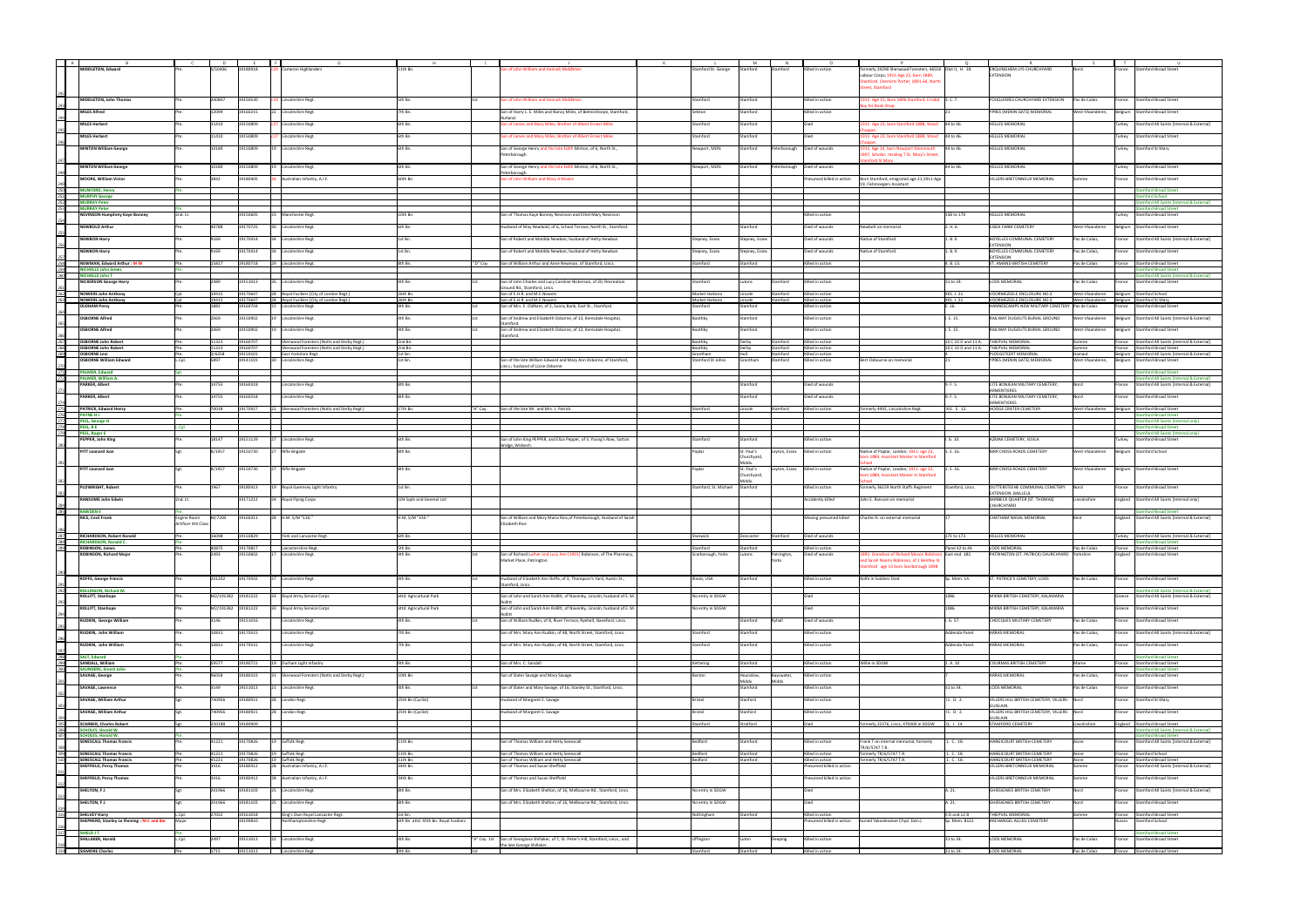| B | C | D | E | F | G | H | I | J | K | L | M | N | O | P | Q | R | S | T | U |
|---|---|---|---|---|---|---|---|---|---|---|---|---|---|---|---|---|---|---|---|
| MIDDLETON, Edward | Pte. | 5/5400b | 19180918 | 29 | Cameron Highlanders | 11th Bn. | | Son of John William and Hannah Middleton | | Stamford St. George | Stamford | Stamford | Killed in action | formerly 24290 Sherwood Foresters; 46650 Labour Corps; 1911: Age 12, born 1899, Stamford, Clements Porter; 1881-66, North Street, Stamford | II. H. 39. | ERQUINGHEM-LYS CHURCHYARD EXTENSION | Nord | France | Stamford Broad Street |
| MIDDLETON, John Thomas | Pte. | 200807 | 19150530 | 19 | Lincolnshire Regt. | 5th Bn. | 1st | Son of John William and Hannah Middleton | | Stamford | Stamford | | Killed in action | 1911: Age 15, born 1896 Stamford, Errand Boy for Book Shop. | II. C. 7. | FOUQUIERES CHURCHYARD EXTENSION | Pas de Calais | France | Stamford Broad Street |
| MILES Alfred | Pte. | 12099 | 19160215 | 22 | Lincolnshire Regt. | 7th Bn. | | Son of Harry L. E. Miles and Nancy Miles, of Belmesthorpe, Stamford, Rutland. | | Selston | Stamford | | Killed in action | | 21 | YPRES (MENIN GATE) MEMORIAL | West-Vlaanderen | Belgium | Stamford All Saints [Internal & External] |
| MILES Herbert | Pte. | 11410 | 19150809 | 27 | Lincolnshire Regt. | 6th Bn. | | Son of James and Mary Miles, Brother of Albert Ernest Miles | | Stamford | Stamford | | Died | 1911: Age 23, born Stamford 1888, Wood Chopper | 44 to 46. | HELLES MEMORIAL | | Turkey | Stamford All Saints [Internal & External] |
| MILES Herbert | Pte. | 11410 | 19150809 | 27 | Lincolnshire Regt. | 6th Bn. | | Son of James and Mary Miles, Brother of Albert Ernest Miles | | Stamford | Stamford | | Died | 1911: Age 23, born Stamford 1888, Wood Chopper | 44 to 46. | HELLES MEMORIAL | | Turkey | Stamford Broad Street |
| MINTON William George | Pte. | 10189 | 19150809 | 19 | Lincolnshire Regt. | 6th Bn. | | Son of George Henry and the late Edith Minton, of 6, North St., Peterborough. | | Newport, MON | Stamford | Peterborough | Killed in action | 1911: Age 14, born Newport Monmouth 1897, Scholar, residing 7 St. Mary's Street, Stamford St Mary | 44 to 46. | HELLES MEMORIAL | | Turkey | Stamford St Mary |
| MINTON William George | Pte. | 10189 | 19150809 | 19 | Lincolnshire Regt. | 6th Bn. | | Son of George Henry and the late Edith Minton, of 6, North St., Peterborough. | | Newport, MON | Stamford | Peterborough | Died of wounds | | 44 to 46. | HELLES MEMORIAL | | Turkey | Stamford Broad Street |
| MOORE, William Victor | Pte. | 3842 | 19180405 | 26 | Australian Infantry, A.I.F. | 60th Bn. | | Son of John William and Mary A Moore | | | | | Presumed killed in action | Born Stamford, emigrated age 21;1911 Age 19; Fishmongers Assistant | | VILLERS-BRETONNEUX MEMORIAL | Somme | France | Stamford Broad Street |
| MUNFORD, Henry | Pte. | | | | | | | | | | | | | | | | | | Stamford Broad Street |
| MURPHY George | | | | | | | | | | | | | | | | | | | Stamford School |
| MURRAY Peter | | | | | | | | | | | | | | | | | | | Stamford All Saints [Internal & External] |
| MURRAY Peter | Pte. | | | | | | | | | | | | | | | | | | Stamford Broad Street |
| NEVINSON Humphrey Kaye Bonney | 2nd. Lt. | | 19150605 | 23 | Manchester Regt. | 10th Bn. | | Son of Thomas Kaye Bonney Nevinson and Ethel Mary Nevinson | | | | | Killed in action | | 158 to 170. | HELLES MEMORIAL | | Turkey | Stamford School |
| NEWBOLD Arthur | Pte. | 40788 | 19170725 | 30 | Lincolnshire Regt. | 6th Bn. | | Husband of May Newbold, of 6, School Terrace, North St., Stamford. | | | Stamford | | Died of wounds | Newbolt on memorial | 2. H. 6. | ESSEX FARM CEMETERY | West-Vlaanderen | Belgium | Stamford Broad Street |
| NEWBON Harry | Pte. | 9169 | 19170414 | 34 | Lincolnshire Regt. | 1st Bn. | | Son of Robert and Matilda Newbon; husband of Hetty Newbon | | Stepney, Essex | Stepney, Essex | | Died of wounds | Native of Stamford. | 1. B. 9. | BOYELLES COMMUNAL CEMETERY EXTENSION | Pas de Calais | France | Stamford All Saints [Internal & External] |
| NEWBON Harry | Pte. | 9169 | 19170414 | 34 | Lincolnshire Regt. | 1st Bn. | | Son of Robert and Matilda Newbon; husband of Hetty Newbon | | Stepney, Essex | Stepney, Essex | | Died of wounds | Native of Stamford. | 1. B. 9. | BOYELLES COMMUNAL CEMETERY EXTENSION | Pas de Calais | France | Stamford Broad Street |
| NEWMAN, Edward Arthur : M M | Pte. | 15017 | 19180718 | 29 | Lincolnshire Regt. | 8th Bn. | "D" Coy. | Son of William Arthur and Anne Newman, of Stamford, Lincs. | | Stamford | Stamford | | Killed in action | | II. B. 13. | ST. AMAND BRITISH CEMETERY | Pas de Calais | France | Stamford Broad Street |
| NICHOLLS John James | | | | | | | | | | | | | | | | | | | Stamford Broad Street |
| NICHOLLS John T | | | | | | | | | | | | | | | | | | | Stamford All Saints [Internal & External] |
| NICKERSON George Harry | Pte. | 2489 | 19151013 | 26 | Lincolnshire Regt. | 4th Bn. | 1st | Son of John Charles and Lucy Caroline Nickerson, of 20, Recreation Ground Rd., Stamford, Lincs. | | Stamford | Lutons | Stamford | Killed in action | | 31 to 34. | LOOS MEMORIAL | Pas de Calais | France | Stamford Broad Street |
| NOWERS John Anthony | Cpl. | 39415 | 19170607 | 28 | Royal Fusiliers (City of London Regt.) | 26th Bn. | | Son of E.H.R. and M.E. Nowers | | Market Harboro | Lincoln | Stamford | Killed in action | | XXI. J. 21. | VOORMEZEELE ENCLOSURE NO.3 | West-Vlaanderen | Belgium | Stamford School |
| NOWERS John Anthony | Cpl. | 39415 | 19170607 | 28 | Royal Fusiliers (City of London Regt.) | 26th Bn. | | Son of E.H.R. and M.E. Nowers | | Market Harboro | Lincoln | Stamford | Killed in action | | XXI. J. 21. | VOORMEZEELE ENCLOSURE NO.3 | West-Vlaanderen | Belgium | Stamford St Mary |
| OLDHAM Percy | Pte. | 5802 | 19160704 | 21 | Lincolnshire Regt. | 4th Bn. | 1st | Son of Mrs. S. Oldham, of 2, Surrey Bank, East St., Stamford. | | Stamford | Stamford | | Killed in action | | I. 16. | HANNESCAMPS NEW MILITARY CEMETERY | Pas de Calais | France | Stamford Broad Street |
| OSBORNE Alfred | Pte. | 2069 | 19150902 | 19 | Lincolnshire Regt. | 4th Bn. | 1st | Son of Andrew and Elizabeth Osborne, of 13, Kenesdale Hospital, Stamford. | | Boothby | Stamford | | Killed in action | | I. E. 15. | RAILWAY DUGOUTS BURIAL GROUND | West-Vlaanderen | Belgium | Stamford All Saints [Internal & External] |
| OSBORNE Alfred | Pte. | 2069 | 19150902 | 19 | Lincolnshire Regt. | 4th Bn. | 1st | Son of Andrew and Elizabeth Osborne, of 13, Kenesdale Hospital, Stamford. | | Boothby | Stamford | | Killed in action | | I. E. 15. | RAILWAY DUGOUTS BURIAL GROUND | West-Vlaanderen | Belgium | Stamford Broad Street |
| OSBORNE John Robert | Pte. | 31323 | 19160703 | | Sherwood Foresters (Notts and Derby Regt.) | 2nd Bn. | | | | Boothby | Derby | Stamford | Killed in action | | 10 C 10 D and 11 A. | THIEPVAL MEMORIAL | Somme | France | Stamford All Saints [Internal & External] |
| OSBORNE John Robert | Pte. | 31323 | 19160703 | | Sherwood Foresters (Notts and Derby Regt.) | 2nd Bn. | | | | Boothby | Derby | Stamford | Killed in action | | 10 C 10 D and 11 A. | THIEPVAL MEMORIAL | Somme | France | Stamford Broad Street |
| OSBORNE Levi | Pte. | 3/6458 | 19150101 | | East Yorkshire Regt. | 1st Bn. | | | | Grantham | Hull | Stamford | Killed in action | | | PLOEGSTEERT MEMORIAL | Hainaut | Belgium | Stamford All Saints [Internal & External] |
| OSBORNE William Edward | L.Cpl. | 6897 | 19141101 | 30 | Lincolnshire Regt. | 1st Bn. | | Son of the late William Edward and Mary Ann Osborne, of Stamford, Lincs.; husband of Lizzie Osborne | | Stamford St Johns | Grantham | Stamford | Killed in action | Bert Osbourne on memorial | 21 | YPRES (MENIN GATE) MEMORIAL | West-Vlaanderen | Belgium | Stamford Broad Street |
| PALMER, Edward | Sgt. | | | | | | | | | | | | | | | | | | Stamford Broad Street |
| PALMER, William A. | | | | | | | | | | | | | | | | | | | Stamford All Saints [Internal & External] |
| PARKER, Albert | Pte. | 14755 | 19160318 | | Lincolnshire Regt. | 8th Bn. | | | | | Stamford | | Died of wounds | | II. F. 5. | CITE BONJEAN MILITARY CEMETERY, ARMENTIERES | Nord | France | Stamford All Saints [Internal & External] |
| PARKER, Albert | Pte. | 14755 | 19160318 | | Lincolnshire Regt. | 8th Bn. | | | | | Stamford | | Died of wounds | | II. F. 5. | CITE BONJEAN MILITARY CEMETERY, ARMENTIERES | Nord | France | Stamford Broad Street |
| PATRICK, Edward Henry | Pte. | 79018 | 19170927 | 22 | Sherwood Foresters (Notts and Derby Regt.) | 17th Bn. | "A" Coy. | Son of the late Mr. and Mrs. J. Patrick | | Stamford | Lincoln | Stamford | Killed in action | formerly 4492, Lincolnshire Regt. | XXI. E. 12. | HOOGE CRATER CEMETERY | West-Vlaanderen | Belgium | Stamford Broad Street |
| PAYNE H J | Pte. | | | | | | | | | | | | | | | | | | Stamford Broad Street |
| PEEL, George H | | | | | | | | | | | | | | | | | | | Stamford All Saints [Internal only] |
| PEEL, H E | L.Cpl. | | | | | | | | | | | | | | | | | | Stamford Broad Street |
| PEEL, Roger E | | | | | | | | | | | | | | | | | | | Stamford All Saints [Internal only] |
| PEPPER, John King | Pte. | 18147 | 19151129 | 27 | Lincolnshire Regt. | 6th Bn. | | Son of John King PEPPER, and Eliza Pepper, of 3, Young's Row, Sutton Bridge, Wisbech. | | Stamford | Stamford | | Killed in action | | II. D. 10. | AZMAK CEMETERY, SUVLA | | Turkey | Stamford Broad Street |
| PITT Leonard Ison | Sgt. | R/1957 | 19150730 | 27 | Rifle Brigade | 8th Bn. | | | | Poplar | St. Paul's Churchyard, Middx. | Leyton, Essex | Killed in action | Native of Poplar, London; 1911: age 22, born 1888, Assistant Master in Stamford School | I. E. 16. | BIRR CROSS ROADS CEMETERY | West-Vlaanderen | Belgium | Stamford School |
| PITT Leonard Ison | Sgt. | R/1957 | 19150730 | 27 | Rifle Brigade | 8th Bn. | | | | Poplar | St. Paul's Churchyard, Middx. | Leyton, Essex | Killed in action | Native of Poplar, London; 1911: age 22, born 1888, Assistant Master in Stamford School | I. E. 16. | BIRR CROSS ROADS CEMETERY | West-Vlaanderen | Belgium | Stamford Broad Street |
| PLOWRIGHT, Robert | Pte. | 3967 | 19180413 | 19 | Royal Guernsey Light Infantry | 1st Bn. | | | | Stamford, St. Michael | Stamford | | Killed in action | formerly 36559 North Staffs Regiment | Stamford, Lincs. | OUTTERSTEENE COMMUNAL CEMETERY EXTENSION, BAILLEUL | Nord | France | Stamford Broad Street |
| RANSOME John Edwin | 2nd. Lt. | | 19171212 | 24 | Royal Flying Corps | 104 Sqdn and General List | | | | | | | Accidently killed | John E. Ransom on memorial | | WARBECK QUARTER (ST. THOMAS) CHURCHYARD | Lincolnshire | England | Stamford All Saints [Internal only] |
| RAWDEN E | Pte. | | | | | | | | | | | | | | | | | | Stamford Broad Street |
| RICE, Cecil Frank | Engine Room Artificer 4th Class | M/7200 | 19160311 | 31 | H.M. S/M "E30" | H.M. S/M "E30" | | Son of William and Mary Maria Rice, of Peterborough; Husband of Sarah Elizabeth Rice | | | | | Missing presumed killed | Charles N. on memorial | 17 | CHATHAM NAVAL MEMORIAL | Kent | England | Stamford All Saints [Internal & External] |
| RICHARDSON, Robert Ronald | Pte. | 16098 | 19150829 | | York and Lancaster Regt. | 6th Bn. | | | | Stanwick | Doncaster | Stamford | Died of wounds | | 171 to 173. | HELLES MEMORIAL | | Turkey | Stamford All Saints [Internal & External] |
| RICHARDSON, Ronald C | Pte. | | | | | | | | | | | | | | | | | | Stamford Broad Street |
| ROBINSON, James | Pte. | 40075 | 19170817 | | Leicestershire Regt. | 6th Bn. | | | | Stamford | Stamford | | Killed in action | | Panel 42 to 44. | LOOS MEMORIAL | Pas de Calais | France | Stamford Broad Street |
| ROBINSON, Richard Major | Pte. | 2493 | 19150602 | 17 | Lincolnshire Regt. | 4th Bn. | 1st | Son of Richard Luther and Lucy Ann [1901] Robinson, of The Pharmacy, Market Place, Patrington. | | Scarborough, Yorks | Lutons | Patrington, Yorks | Died of wounds | 1891: Grandson of Richard Mason Robinson and Sarah Naomi Robinson, of 3 Bentley St. Stamford age 13 born Scarborough 1898 | East end. 182. | PATRINGTON (ST. PATRICK) CHURCHYARD | Yorkshire | England | Stamford Broad Street |
| ROFFE, George Francis | Pte. | 201202 | 19170502 | 27 | Lincolnshire Regt. | 4th Bn. | 1st | Husband of Elizabeth Ann Roffe, of 3, Thompson's Yard, Austin St., Stamford, Lincs. | | Bloxo, USA | Stamford | | Killed in action | Rolfe in Soldiers Died | Sp. Mem. 14. | ST. PATRICK'S CEMETERY, LOOS | Pas de Calais | France | Stamford Broad Street |
| ROLLINSON, Richard M. | | | | | | | | | | | | | | | | | | | Stamford All Saints [Internal & External] |
| ROLLITT, Stanhope | Pte. | M2/191382 | 19181222 | 33 | Royal Army Service Corps | attd. Agricultural Park | | Son of John and Sarah Ann Rollitt, of Navenby, Lincoln; husband of E. M. Rollitt | | No entry in SDGW | | | Died | | 1086 | MIKRA BRITISH CEMETERY, KALAMARIA | | Greece | Stamford All Saints [Internal & External] |
| ROLLITT, Stanhope | Pte. | M2/191382 | 19181222 | 33 | Royal Army Service Corps | attd. Agricultural Park | | Son of John and Sarah Ann Rollitt, of Navenby, Lincoln; husband of E. M. Rollitt | | No entry in SDGW | | | Died | | 1086 | MIKRA BRITISH CEMETERY, KALAMARIA | | Greece | Stamford Broad Street |
| RUDKIN, George William | Pte. | 3146 | 19151016 | | Lincolnshire Regt. | 4th Bn. | 1st | Son of William Rudkin, of 4, River Terrace, Ryehall, Stamford, Lincs. | | | Stamford | Ryhall | Died of wounds | | I. E. 57. | CHOCQUES MILITARY CEMETERY | Pas de Calais | France | Stamford Broad Street |
| RUDKIN, John William | Pte. | 30801 | 19170515 | | Lincolnshire Regt. | 7th Bn. | | Son of Mrs. Mary Ann Rudkin, of 48, North Street, Stamford, Lincs. | | Stamford | Stamford | | Killed in action | | Addenda Panel. | ARRAS MEMORIAL | Pas de Calais | France | Stamford All Saints [Internal & External] |
| RUDKIN, John William | Pte. | 30801 | 19170515 | | Lincolnshire Regt. | 7th Bn. | | Son of Mrs. Mary Ann Rudkin, of 48, North Street, Stamford, Lincs. | | Stamford | Stamford | | Killed in action | | Addenda Panel. | ARRAS MEMORIAL | Pas de Calais | France | Stamford Broad Street |
| SALT, Edward | Pte. | | | | | | | | | | | | | | | | | | Stamford Broad Street |
| SANDALL, William | Pte. | 69577 | 19180721 | 19 | Durham Light Infantry | 9th Bn. | | Son of Mrs. C. Sandall | | Kettering | Stamford | | Killed in action | Willie in SDGW | I. A. 10. | COURMAS BRITISH CEMETERY | Marne | France | Stamford Broad Street |
| SAUNDERS, Ernest John | Pte. | | | | | | | | | | | | | | | | | | Stamford Broad Street |
| SAVAGE, George | Pte. | 96058 | 19180323 | 31 | Sherwood Foresters (Notts and Derby Regt.) | 10th Bn. | | Son of Slater Savage and Mary Savage | | Borton | Hounslow, Middx | Bayswater, Middx | Killed in action | | | ARRAS MEMORIAL | Pas de Calais | France | Stamford Broad Street |
| SAVAGE, Lawrence | Pte. | 3149 | 19151013 | 21 | Lincolnshire Regt. | 4th Bn. | 1st | Son of Slater and Mary Savage, of 16, Stanley St., Stamford, Lincs. | | | Stamford | | Killed in action | | 31 to 34. | LOOS MEMORIAL | Pas de Calais | France | Stamford Broad Street |
| SAVAGE, William Arthur | Sgt. | 740956 | 19180921 | 28 | London Regt. | 25th Bn (Cyclist) | | Husband of Margaret E. Savage | | Bristol | Stamford | | Killed in action | | II. D. 2. | VILLERS HILL BRITISH CEMETERY, VILLERS-GUISLAIN | Nord | France | Stamford St Mary |
| SAVAGE, William Arthur | Sgt. | 740956 | 19180921 | 28 | London Regt. | 25th Bn (Cyclist) | | Husband of Margaret E. Savage | | Bristol | Stamford | | Killed in action | | II. D. 2. | VILLERS HILL BRITISH CEMETERY, VILLERS-GUISLAIN | Nord | France | Stamford Broad Street |
| SCARBER, Charles Robert | Sgt. | 250188 | 19180909 | | | | | | | Stamford | Stamford | | Died | formerly 22076, Lincs; 470400 in SDGW | Q. 1. 14. | STAMFORD CEMETERY | Lincolnshire | England | Stamford Broad Street |
| SCHOLES, Harold W. | | | | | | | | | | | | | | | | | | | Stamford All Saints [Internal & External] |
| SCHOLES, Harold W. | Pte. | | | | | | | | | | | | | | | | | | Stamford Broad Street |
| SENESCALL Thomas Francis | Pte. | 41221 | 19170826 | 19 | Suffolk Regt. | 11th Bn. | | Son of Thomas William and Hetty Senescall | | Bedford | Stamford | | Killed in action | Frank T on internal memorial; formerly TR/6/5747 T.R. | I. C. 18. | HARGICOURT BRITISH CEMETERY | Aisne | France | Stamford All Saints [Internal & External] |
| SENESCALL Thomas Francis | Pte. | 41221 | 19170826 | 19 | Suffolk Regt. | 11th Bn. | | Son of Thomas William and Hetty Senescall | | Bedford | Stamford | | Killed in action | formerly TR/6/5747 T.R. | I. C. 18. | HARGICOURT BRITISH CEMETERY | Aisne | France | Stamford School |
| SENESCALL Thomas Francis | Pte. | 41221 | 19170826 | 19 | Suffolk Regt. | 11th Bn. | | Son of Thomas William and Hetty Senescall | | Bedford | Stamford | | Killed in action | formerly TR/6/5747 T.R. | I. C. 18. | HARGICOURT BRITISH CEMETERY | Aisne | France | Stamford Broad Street |
| SHEFFIELD, Percy Thomas | Pte. | 3416 | 19180412 | 28 | Australian Infantry, A.I.F. | 34th Bn. | | Son of Thomas and Susan Sheffield | | | | | Presumed killed in action | | | VILLERS-BRETONNEUX MEMORIAL | Somme | France | Stamford All Saints [Internal & External] |
| SHEFFIELD, Percy Thomas | Pte. | 3416 | 19180412 | 28 | Australian Infantry, A.I.F. | 34th Bn. | | Son of Thomas and Susan Sheffield | | | | | Presumed killed in action | | | VILLERS-BRETONNEUX MEMORIAL | Somme | France | Stamford Broad Street |
| SHELTON, F.J. | Sgt. | 201966 | 19181103 | 25 | Lincolnshire Regt. | 8th Bn. | | Son of Mrs. Elizabeth Shelton, of 16, Melbourne Rd., Stamford, Lincs. | | No entry in SDGW | | | Died | | A. 21. | GHISSIGNIES BRITISH CEMETERY | Nord | France | Stamford All Saints [Internal & External] |
| SHELTON, F.J. | Sgt. | 201966 | 19181103 | 25 | Lincolnshire Regt. | 8th Bn. | | Son of Mrs. Elizabeth Shelton, of 16, Melbourne Rd., Stamford, Lincs. | | No entry in SDGW | | | Died | | A. 21. | GHISSIGNIES BRITISH CEMETERY | Nord | France | Stamford Broad Street |
| SHELVEY Harry | L.Cpl. | 27032 | 19161018 | | King's Own Royal Lancaster Regt. | 1st Bn. | | | | Nottingham | Stamford | | Killed in action | | 5 D and 12 B. | THIEPVAL MEMORIAL | Somme | France | Stamford Broad Street |
| SHEPHERD, Stanley Le Fleming : M C and Bar | Major | | 19190810 | | Northamptonshire Regt. | 6th Bn. attd. 45th Bn. Royal Fusiliers | | | | | | | Presumed killed in action | buried Yakovlevskaya Chpl. Extn.) | Sp. Mem. B122. | ARCHANGEL ALLIED CEMETERY | | Russia | Stamford School |
| SHIELD J T | Pte. | | | | | | | | | | | | | | | | | | Stamford Broad Street |
| SHILLAKER, Harold | L.Cpl. | 2497 | 19151013 | 22 | Lincolnshire Regt. | 4th Bn. | "A" Coy. 1st | Son of Georgiana Shillaker, of 7, St. Peter's Hill, Stamford, Lincs., and the late George Shillaker. | | Uffington | Luton | Deeping | Killed in action | | 31 to 34. | LOOS MEMORIAL | Pas de Calais | France | Stamford Broad Street |
| SISMORE Charles | Pte. | 3715 | 19151013 | | Lincolnshire Regt. | 4th Bn. | 1st | | | Stamford | Stamford | | Killed in action | | 31 to 34. | LOOS MEMORIAL | Pas de Calais | France | Stamford Broad Street |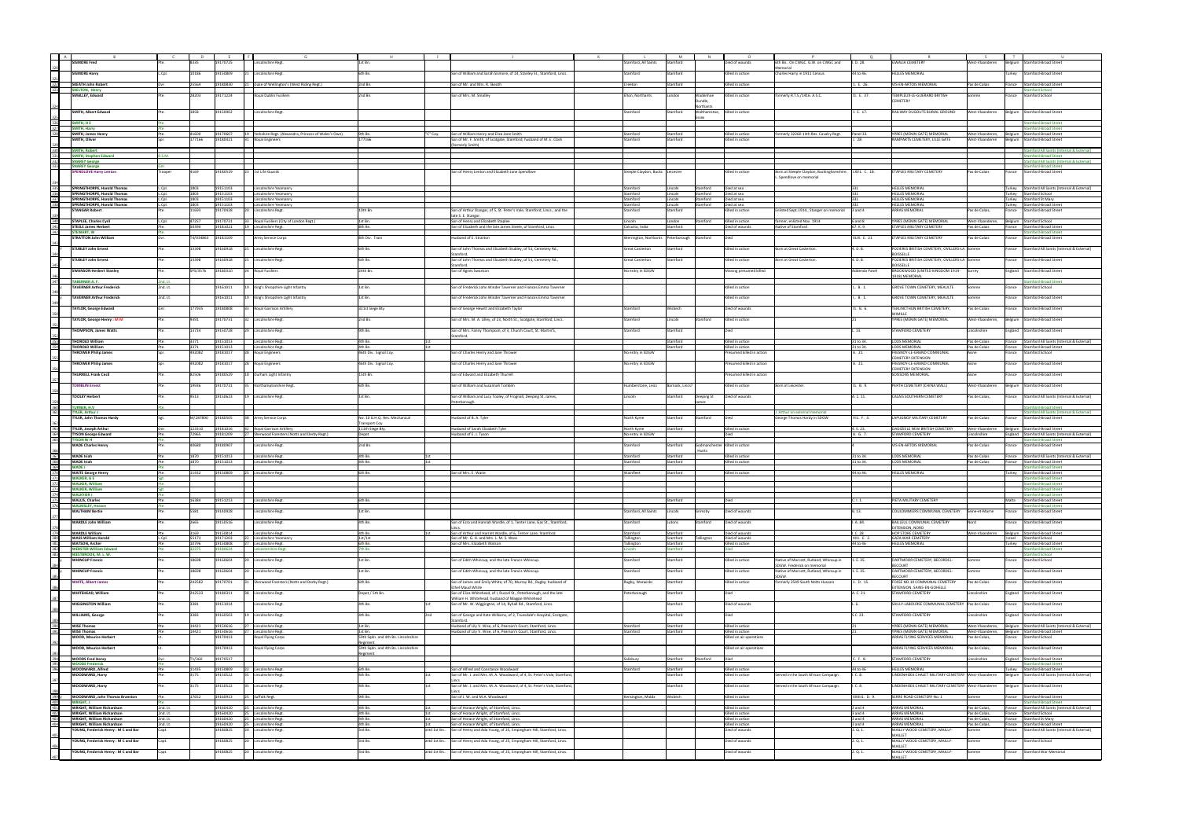| B | C | D | E | F | G | H | I | J | K | L | M | N | O | P | Q | R | S | T | U |
|---|---|---|---|---|---|---|---|---|---|---|---|---|---|---|---|---|---|---|---|
| SISMORE Fred | Pte. | 8145 | 19170725 | | Lincolnshire Regt. | 1st Bn. | | | | Stamford, All Saints | Stamford | | Died of wounds | 6th Bn.. On CWGC. G.W. on CWGC and Memorial | I. D. 28. | ISWALIA CEMETERY | West-Vlaanderen | Belgium | Stamford Broad Street |
| SISMORE Harry | L.Cpl. | 19186 | 19150809 | 21 | Lincolnshire Regt. | 6th Bn. | | Son of William and Sarah Sismore, of 14, Stanley St., Stamford, Lincs. | | Stamford | | | Killed in action | Charles Harry in 1911 Census. | 44 to 46. | HELLES MEMORIAL | | Turkey | Stamford Broad Street |
| SMATH John Robert | Dvr. | 25564 | 19180830 | 21 | Duke of Wellington's (West Riding Regt.) | 2nd Bn. | | Son of Mr. and Mrs. R. Smath | | Creeton | Stamford | | Killed in action | | I. E. 26. | VIS-EN-ARTOIS MEMORIAL | Pas de Calais | France | Stamford Broad Street |
| SMALTON, Henry | | | | | | | | | | | | | | | | | | | Stamford School |
| SMALLEY, Edward | Pte. | 28203 | 19171224 | | Royal Dublin Fusiliers | 2nd Bn. | | Son of Mrs. M. Smalley | | Elton, Northants | London | Wadenhoe Oundle, Northants | Killed in action | formerly R.T.S./1416. A.S.C. | III. E. 37. | TEMPLEUX-LE-GUERARD BRITISH CEMETERY | Somme | France | Stamford School |
| SMITH, Albert Edward | Pte. | 3858 | 19150902 | | Lincolnshire Regt. | | | | | Stamford | Stamford | Walthamstow, Essex | Killed in action | | I. E. 17. | RAILWAY DUGOUTS BURIAL GROUND | West-Vlaanderen | Belgium | Stamford Broad Street |
| SMITH, H E | Pte | | | | | | | | | | | | | | | | | | Stamford Broad Street |
| SMITH, Harry | Pte | | | | | | | | | | | | | | | | | | Stamford Broad Street |
| SMITH, Henry | Pte. | 43600 | 19170607 | 19 | Yorkshire Regt. (Alexandra, Princess of Wales's Own). | 9th Bn. | "C" Coy. | Son of William Henry and Eliza Jane Smith | | Stamford | Stamford | | Killed in action | formerly 32260 11th Res. Cavalry Regt. | Panel 33. | YPRES (MENIN GATE) MEMORIAL | West-Vlaanderen | Belgium | Stamford Broad Street |
| SMITH, Oliver | Spr. | 177166 | 19180421 | 31 | Royal Engineers | 177 Coy. | | Son of Mr. F. Smith, of Scotgate, Stamford; husband of M. E. Clark (formerly Smith) | | Stamford | Stamford | | Killed in action | | I. 28. | RAMPARTS CEMETERY, LILLE GATE | West-Vlaanderen | Belgium | Stamford Broad Street |
| SMITH, Robert | | | | | | | | | | | | | | | | | | | Stamford All Saints (Internal & External) |
| SMITH, Stephen Edward | R.S.M. | | | | | | | | | | | | | | | | | | Stamford Broad Street |
| SNARY George | | | | | | | | | | | | | | | | | | | Stamford All Saints (Internal & External) |
| SNARY George | Gnr | | | | | | | | | | | | | | | | | | Stamford Broad Street |
| SPENDLOVE Harry Lenton | Trooper | 4169 | 19180519 | 23 | 1st Life Guards | | | Son of Henry Lenton and Elizabeth Jane Spendlove | | Steeple Claydon, Bucks | Leicester | | Killed in action | Born at Steeple Claydon, Buckinghamshire. Spendlove on memorial | LXVI. C. 18. | ETAPLES MILITARY CEMETERY | Pas de Calais | France | Stamford Broad Street |
| SPRINGTHORPE, Harold Thomas | L.Cpl. | 1803 | 19151103 | | Lincolnshire Yeomanry | | | | | Stamford | Lincoln | Stamford | Died at sea | | 331. | HELLES MEMORIAL | | Turkey | Stamford All Saints (Internal & External) |
| SPRINGTHORPE, Harold Thomas | L.Cpl. | 1803 | 19151103 | | Lincolnshire Yeomanry | | | | | Stamford | Lincoln | Stamford | Died at sea | | 331. | HELLES MEMORIAL | | Turkey | Stamford Broad Street |
| SPRINGTHORPE, Harold Thomas | L.Cpl. | 1803 | 19151103 | | Lincolnshire Yeomanry | | | | | Stamford | Lincoln | Stamford | Died at sea | | 331. | HELLES MEMORIAL | | Turkey | Stamford St Mary |
| SPRINGTHORPE, Harold Thomas | L.Cpl. | 1803 | 19151103 | | Lincolnshire Yeomanry | | | | | Stamford | Lincoln | Stamford | Died at sea | | 331. | HELLES MEMORIAL | | Turkey | Stamford Broad Street |
| STANGER Robert | Pte. | 11693 | 19170428 | 20 | Lincolnshire Regt. | 10th Bn. | | Son of Arthur Stanger, of 5, St. Peter's Vale, Stamford, Lincs., and the late S. E. Stanger. | | Stamford | Stamford | | Killed in action | Enlisted Sept.1914, Stanger on memorial | 3 and 4 | ARRAS MEMORIAL | Pas de Calais | France | Stamford Broad Street |
| STAPLEE, Charles Cyril | L.Cpl. | 47257 | 19170731 | 33 | Royal Fusiliers (City of London Regt.) | 1st Bn. | | Son of Henry and Elizabeth Staplee | | Lincoln | London | Stamford | Killed in action | Farmer, enlisted Nov. 1914 | 6 and 8 | YPRES (MENIN GATE) MEMORIAL | West-Vlaanderen | Belgium | Stamford School |
| STEELE James Herbert | Pte. | 62090 | 19181021 | 19 | Lincolnshire Regt. | 8th Bn. | | Son of Elizabeth and the late James Steele, of Stamford, Lincs. | | Calcutta, India | Stamford | | Died of wounds | Native of Stamford | 47. A. 9. | ETAPLES MILITARY CEMETERY | Pas de Calais | France | Stamford Broad Street |
| STEWART, W | Pte | | | | | | | | | | | | | | | | | | Stamford Broad Street |
| STRATTON John William | Dvr. | T4/034863 | 19181109 | | Army Service Corps | 8th Div. Train | | Husband of E. Stratton | | Werrington, Northants | Peterborough | Stamford | Died | | XLIX. E. 21. | ETAPLES MILITARY CEMETERY | Pas de Calais | France | Stamford Broad Street |
| STUBLEY John Ernest | Pte. | 13298 | 19160918 | 25 | Lincolnshire Regt. | 6th Bn. | | Son of John Thomas and Elizabeth Stubley, of 51, Cemetery Rd., Stamford. | | Great Casterton | Stamford | | Killed in action | Born at Great Casterton. | II. D. 8. | POZIERES BRITISH CEMETERY, OVILLERS-LA-BOISSELLE | Somme | France | Stamford All Saints (Internal & External) |
| STUBLEY John Ernest | Pte. | 13298 | 19160918 | 25 | Lincolnshire Regt. | 6th Bn. | | Son of John Thomas and Elizabeth Stubley, of 51, Cemetery Rd., Stamford. | | Great Casterton | Stamford | | Killed in action | Born at Great Casterton. | II. D. 8. | POZIERES BRITISH CEMETERY, OVILLERS-LA-BOISSELLE | Somme | France | Stamford Broad Street |
| SWANSON Herbert Stanley | Pte. | PS/2576 | 19180310 | 24 | Royal Fusiliers | 24th Bn. | | Son of Agnes Swanson | | No entry in SDGW | | | Missing presumed killed | | Addenda Panel | BROOKWOOD (UNITED KINGDOM 1914-1918) MEMORIAL | Surrey | England | Stamford Broad Street |
| TABERNER A. F. | 2nd. Lt. | | | | | | | | | | | | | | | | | | Stamford Broad Street |
| TAVERNER Arthur Frederick | 2nd. Lt. | | 19161011 | 19 | King's Shropshire Light Infantry | 1st Bn. | | Son of Frederick John Winder Taverner and Frances Emma Taverner | | | | | Killed in action | | I. B. 1. | GROVE TOWN CEMETERY, MEAULTE | Somme | France | Stamford School |
| TAVERNER Arthur Frederick | 2nd. Lt. | | 19161011 | 19 | King's Shropshire Light Infantry | 1st Bn. | | Son of Frederick John Winder Taverner and Frances Emma Taverner | | | | | Killed in action | | I. B. 1. | GROVE TOWN CEMETERY, MEAULTE | Somme | France | Stamford Broad Street |
| TAYLOR, George Edward | Gnr. | 177595 | 19180808 | 33 | Royal Garrison Artillery | 321st Siege Bty. | | Son of George Hewitt and Elizabeth Taylor | | Stamford | Wisbech | | Died of wounds | | III. B. 6. | TERLINCTHUN BRITISH CEMETERY, WIMILLE | Pas de Calais | France | Stamford Broad Street |
| TAYLOR, George Henry - M M | Pte. | 8491 | 19170731 | 32 | Lincolnshire Regt. | 2nd Bn. | | Son of Mrs. M. A. Lilley, of 24, North St., Scotgate, Stamford, Lincs. | | Stamford | Lincoln | Stamford | Killed in action | | 21 | YPRES (MENIN GATE) MEMORIAL | West-Vlaanderen | Belgium | Stamford Broad Street |
| THOMPSON, James Watts | Pte. | 14734 | 19150728 | 29 | Lincolnshire Regt. | 9th Bn. | | Son of Mrs. Fanny Thompson, of 3, Church Court, St. Martin's, Stamford. | | Stamford | Stamford | | Died | | L. 12. | STAMFORD CEMETERY | Lincolnshire | England | Stamford Broad Street |
| THOROLD William | Pte. | 3371 | 19151013 | | Lincolnshire Regt. | 4th Bn. | 1st | | | | Stamford | | Killed in action | | 33 to 34. | LOOS MEMORIAL | Pas de Calais | France | Stamford All Saints (Internal & External) |
| THOROLD William | Pte. | 3371 | 19151013 | | Lincolnshire Regt. | 4th Bn. | 1st | | | | Stamford | | Killed in action | | 33 to 34. | LOOS MEMORIAL | Pas de Calais | France | Stamford Broad Street |
| THROWER Philip James | Spr. | 492082 | 19181017 | 26 | Royal Engineers | 46th Div. Signal Coy. | | Son of Charles Henry and Jane Thrower | | No entry in SDGW | | | Presumed killed in action | | A. 23. | FRESNOY-LE-GRAND COMMUNAL CEMETERY EXTENSION | Aisne | France | Stamford School |
| THROWER Philip James | Spr. | 492082 | 19181017 | 26 | Royal Engineers | 46th Div. Signal Coy. | | Son of Charles Henry and Jane Thrower | | No entry in SDGW | | | Presumed killed in action | | A. 23. | FRESNOY-LE-GRAND COMMUNAL CEMETERY EXTENSION | Aisne | France | Stamford Broad Street |
| THURRELL Frank Cecil | Pte. | 82526 | 19180529 | 18 | Durham Light Infantry | 15th Bn. | | Son of Edward and Elizabeth Thurrell | | | | | Presumed killed in action | | | SOISSONS MEMORIAL | Aisne | France | Stamford Broad Street |
| TOMBLIN Ernest | Pte. | 19936 | 19170731 | 35 | Northamptonshire Regt. | 6th Bn. | | Son of William and Susannah Tomblin | | Humberstone, Leics | Bonrach, Lincs? | | Killed in action | Born at Leicester. | III. B. 9. | PERTH CEMETERY (CHINA WALL) | West-Vlaanderen | Belgium | Stamford Broad Street |
| TOOLEY Herbert | Pte. | 9513 | 19150623 | 19 | Lincolnshire Regt. | 1st Bn. | | Son of William and Lucy Tooley, of Frognall, Deeping St. James, Peterborough. | | Lincoln | Stamford | Deeping St James | Died of wounds | | A. 1. 11. | CALAIS SOUTHERN CEMETERY | Pas de Calais | France | Stamford All Saints (Internal & External) |
| TURNER, H.V | Pte | | | | | | | | | | | | | | | | | | Stamford Broad Street |
| TYLER, Arthur J | | | | | | | | | | | | | | | | | | | Stamford All Saints (Internal & External) |
| TYLER, John Thomas Hardy | Sgt. | M/287890 | 19180605 | 38 | Army Service Corps | No. 10 G.H.Q. Res. Mechanical Transport Coy. | | Husband of A. B. Tyler | | North Kyme | Stamford | Stamford | Died | J. Arthur on external memorial. George Thomas Hardy in SDGW | VIII. F. 8. | LAPUGNOY MILITARY CEMETERY | Pas de Calais | France | Stamford Broad Street |
| TYLER, Joseph Arthur | Gnr. | 123410 | 19181016 | 43 | Royal Garrison Artillery | 113th Siege Bty. | | Husband of Sarah Elizabeth Tyler | | North Kyme | Stamford | | Killed in action | | II. E. 23. | DADIZEELE NEW BRITISH CEMETERY | West-Vlaanderen | Belgium | Stamford Broad Street |
| TYSON Edward Ingham | Pte. | 71965 | 19161209 | 27 | Sherwood Foresters (Notts and Derby Regt.) | Depot | | Husband of E. I. Tyson | | No entry in SDGW | | | Died | | A. 6. 7. | STAMFORD CEMETERY | Lincolnshire | England | Stamford All Saints (Internal & External) |
| TYSON W H | | | | | | | | | | | | | | | | | | | Stamford Broad Street |
| WADE Charles Henry | Pte. | 40660 | 19180907 | | Lincolnshire Regt. | 2nd Bn. | | | | Stamford | Stamford | Godmanchester, Hunts | Killed in action | | | VIS-EN-ARTOIS MEMORIAL | Pas de Calais | France | Stamford Broad Street |
| WADE Isiah | Pte. | 3870 | 19151013 | | Lincolnshire Regt. | 4th Bn. | 1st | | | Stamford | Stamford | | Killed in action | | 33 to 34. | LOOS MEMORIAL | Pas de Calais | France | Stamford All Saints (Internal & External) |
| WADE Isiah | Pte. | 3870 | 19151013 | | Lincolnshire Regt. | 4th Bn. | 1st | | | Stamford | Stamford | | Killed in action | | 33 to 34. | LOOS MEMORIAL | Pas de Calais | France | Stamford Broad Street |
| WADE J | | | | | | | | | | | | | | | | | | | Stamford Broad Street |
| WAITE George Henry | Pte. | 15432 | 19150809 | 25 | Lincolnshire Regt. | 6th Bn. | | Son of Mrs. E. Waite | | Wainfleet | Stamford | | Killed in action | | 44 to 46. | HELLES MEMORIAL | | Turkey | Stamford Broad Street |
| WALKER, G E | Sgt. | | | | | | | | | | | | | | | | | | Stamford Broad Street |
| WALKER, William | Pte | | | | | | | | | | | | | | | | | | Stamford Broad Street |
| WALKER, William | Sgt. | | | | | | | | | | | | | | | | | | Stamford Broad Street |
| WALKLEY I | Pte | | | | | | | | | | | | | | | | | | Stamford Broad Street |
| WALLIS, Charles | Pte. | 16384 | 19151213 | | Lincolnshire Regt. | 6th Bn. | | | | | Stamford | | Died | | C. I. 1. | PIETA MILITARY CEMETERY | | Malta | Stamford Broad Street |
| WALMSLEY, Horace | Pte | | | | | | | | | | | | | | | | | | Stamford Broad Street |
| WALTHAM Bertie | Pte. | 6581 | 19140928 | | Lincolnshire Regt. | 1st Bn. | | | | Stamford, All Saints | Lincoln | Grimsby | Died of wounds | | B. 13. | COULOMMIERS COMMUNAL CEMETERY | Seine-et-Marne | France | Stamford Broad Street |
| WARDLE John William | Pte. | 2665 | 19150516 | | Lincolnshire Regt. | 4th Bn. | | Son of Ezra and Hannah Wardle, of 1, Tenter Lane, Gas St., Stamford, Lincs. | | Stamford | Lutons | Stamford | Died of wounds | | I. A. 84. | BAILLEUL COMMUNAL CEMETERY EXTENSION, NORD | Nord | France | Stamford Broad Street |
| WARDLE William | Pte. | 3169 | 19150814 | | Lincolnshire Regt. | 4th Bn. | 1st | Son of Arthur and Harriet Wardle, of 6, Tenter Lane, Stamford. | | Stamford | Stamford | | Died of wounds | | I. E. 29. | HOP STORE CEMETERY | West-Vlaanderen | Belgium | Stamford Broad Street |
| WASS William Harold | L.Cpl. | 151173 | 19171204 | 22 | Lincolnshire Yeomanry | 1st/1st | | Son of Mr. G. H. and Mrs. L. M. S. Wass | | Tallington | Stamford | Tallington | Died of wounds | | XXXI. E. 2. | GAZA WAR CEMETERY | | Israel | Stamford Broad Street |
| WATSON, Archer | Pte. | 10796 | 19150808 | 27 | Lincolnshire Regt. | 6th Bn. | | Son of Mrs. Elizabeth Watson | | Tallington | Stamford | | Killed in action | | 44 to 46. | HELLES MEMORIAL | | Turkey | Stamford Broad Street |
| WEBSTER William Edward | Pte. | 12375 | 19160625 | | Lincolnshire Regt. | 7th Bn. | | | | Lincoln | Stamford | | | | | | | | Stamford Broad Street |
| WESTBROOK, M. L. W. | | | | | | | | | | | | | | | | | | | Stamford School |
| WHINCUP Francis | Pte. | 18698 | 19160604 | 20 | Lincolnshire Regt. | 1st Bn. | | Son of Edith Whincup, and the late Francis Whincup. | | Stamford | Stamford | | Killed in action | Native of Marcott, Rutland; Whincup in SDGW. Frederick on memorial | I. E. 35. | DARTMOOR CEMETERY, BECORDEL-BECOURT | Somme | France | Stamford School |
| WHINCUP Francis | Pte. | 18698 | 19160604 | 20 | Lincolnshire Regt. | 1st Bn. | | Son of Edith Whincup, and the late Francis Whincup. | | Stamford | Stamford | | Killed in action | Native of Marcott, Rutland; Whincup in SDGW. | I. E. 35. | DARTMOOR CEMETERY, BECORDEL-BECOURT | Somme | France | Stamford Broad Street |
| WHITE, Albert James | Pte. | 242582 | 19170731 | 21 | Sherwood Foresters (Notts and Derby Regt.) | 6th Bn. | | Son of James and Emily White, of 70, Murray Rd., Rugby; husband of Ethel Maud White | | Rugby, Warwicks | Stamford | | Killed in action | Formerly 2549 South Notts Hussars | I. D. 15. | FOSSE NO. 10 COMMUNAL CEMETERY EXTENSION, SAINS-EN-GOHELLE | Pas de Calais | France | Stamford Broad Street |
| WHITEHEAD, William | Pte. | 242533 | 19180211 | 38 | Lincolnshire Regt. | Depot / 5th Bn. | | Son of Eliza Whitehead, of 1, Russell St., Peterborough, and the late William H. Whitehead; husband of Maggie Whitehead | | Peterborough | Stamford | | Died | | A. C. 21. | STAMFORD CEMETERY | Lincolnshire | England | Stamford Broad Street |
| WIGGINGTON William | Pte. | 4381 | 19151014 | | Lincolnshire Regt. | 1st Bn. | | Son of Mr. W. Wiggington, of 14, Ryhall Rd., Stamford, Lincs. | | Stamford | Stamford | | Died of wounds | | I. E. | SAILLY-LABOURSE COMMUNAL CEMETERY | Pas de Calais | France | Stamford Broad Street |
| WILLIAMS, George | Pte. | 4483 | 19160503 | 19 | Lincolnshire Regt. | 9th Bn. | 2nd | Son of George and Kate Williams, of 2, Truesdale's Hospital, Scotgate, Stamford. | | | Stamford | | Died | | S. C. 23. | STAMFORD CEMETERY | Lincolnshire | England | Stamford Broad Street |
| WISE Thomas | Pte. | 34421 | 19150616 | 27 | Lincolnshire Regt. | 1st Bn. | | Husband of Lily V. Wise, of 6, Pearson's Court, Stamford, Lincs. | | Stamford | Stamford | | Killed in action | | 21 | YPRES (MENIN GATE) MEMORIAL | West-Vlaanderen | Belgium | Stamford All Saints (Internal & External) |
| WISE Thomas | Pte. | 34421 | 19150616 | 27 | Lincolnshire Regt. | 1st Bn. | | Husband of Lily V. Wise, of 6, Pearson's Court, Stamford, Lincs. | | Stamford | Stamford | | Killed in action | | 21 | YPRES (MENIN GATE) MEMORIAL | West-Vlaanderen | Belgium | Stamford Broad Street |
| WOOD, Maurice Herbert | Lt. | | 19170413 | | Royal Flying Corps | 59th Sqdn. and 4th Bn. Lincolnshire Regiment | | | | | | | Killed on air operations | | | ARRAS FLYING SERVICES MEMORIAL | Pas de Calais | France | Stamford School |
| WOOD, Maurice Herbert | Lt. | | 19170413 | | Royal Flying Corps | 59th Sqdn. and 4th Bn. Lincolnshire Regiment | | | | | | | Killed on air operations | | | ARRAS FLYING SERVICES MEMORIAL | Pas de Calais | France | Stamford Broad Street |
| WOODS Fred Henry | Dvr. | T1/460 | 19170517 | | Army Service Corps | | | | | Salisbury | Stamford | Stamford | Died | | C. F. 8. | STAMFORD CEMETERY | Lincolnshire | England | Stamford Broad Street |
| WOODS Frederick | Pte | | | | | | | | | | | | | | | | | | Stamford Broad Street |
| WOODWARD, Alfred | Pte. | 11435 | 19150809 | 22 | Lincolnshire Regt. | 6th Bn. | | Son of Alfred and Constance Woodward | | Stamford | Stamford | | Killed in action | | 44 to 46. | HELLES MEMORIAL | | Turkey | Stamford Broad Street |
| WOODWARD, Harry | Pte. | 8175 | 19150522 | 35 | Lincolnshire Regt. | 9th Bn. | 1st | Son of Mr. J. and Mrs. M. A. Woodward, of 4, St. Peter's Vale, Stamford, Lincs. | | | Stamford | | Killed in action | Served in the South African Campaign. | I. C. 8. | LINDENHOEK CHALET MILITARY CEMETERY | West-Vlaanderen | Belgium | Stamford All Saints (Internal & External) |
| WOODWARD, Harry | Pte. | 8175 | 19150522 | 35 | Lincolnshire Regt. | 9th Bn. | 1st | Son of Mr. J. and Mrs. M. A. Woodward, of 4, St. Peter's Vale, Stamford, Lincs. | | | Stamford | | Killed in action | Served in the South African Campaign. | I. C. 8. | LINDENHOEK CHALET MILITARY CEMETERY | West-Vlaanderen | Belgium | Stamford Broad Street |
| WOODWARD, John Thomas Braxton | Pte. | 37652 | 19160913 | 25 | Suffolk Regt. | 9th Bn. | | Son of J. W. and M.A. Woodward | | Kensington, Middx | Wisbech | | Killed in action | | XXXIII. D. 9. | SERRE ROAD CEMETERY No. 1 | Somme | France | Stamford Broad Street |
| WRIGHT, J | Pte | | | | | | | | | | | | | | | | | | Stamford Broad Street |
| WRIGHT, William Richardson | 2nd. Lt. | | 19160420 | 25 | Lincolnshire Regt. | 9th Bn. | 1st | Son of Horace Wright, of Stamford, Lincs. | | | | | Killed in action | | 3 and 4 | ARRAS MEMORIAL | Pas de Calais | France | Stamford All Saints (Internal & External) |
| WRIGHT, William Richardson | 2nd. Lt. | | 19160420 | 25 | Lincolnshire Regt. | 9th Bn. | 1st | Son of Horace Wright, of Stamford, Lincs. | | | | | Killed in action | | 3 and 4 | ARRAS MEMORIAL | Pas de Calais | France | Stamford Broad Street |
| WRIGHT, William Richardson | 2nd. Lt. | | 19160420 | 25 | Lincolnshire Regt. | 9th Bn. | 1st | Son of Horace Wright, of Stamford, Lincs. | | | | | Killed in action | | 3 and 4 | ARRAS MEMORIAL | Pas de Calais | France | Stamford St Mary |
| WRIGHT, William Richardson | 2nd. Lt. | | 19160420 | 25 | Lincolnshire Regt. | 9th Bn. | 1st | Son of Horace Wright, of Stamford, Lincs. | | | | | Killed in action | | 3 and 4 | ARRAS MEMORIAL | Pas de Calais | France | Stamford Broad Street |
| YOUNG, Frederick Henry : M C and Bar | Capt. | | 19180825 | 20 | Lincolnshire Regt. | 3rd Bn. | attd 1st Bn. | Son of Henry and Ada Young, of 26, Empingham Hill, Stamford, Lincs. | | | | | Died of wounds | | 2. Q. 1. | MAILLY WOOD CEMETERY, MAILLY-MAILLET | Somme | France | Stamford Broad Street |
| YOUNG, Frederick Henry : M C and Bar | Capt. | | 19180825 | 20 | Lincolnshire Regt. | 3rd Bn. | attd 1st Bn. | Son of Henry and Ada Young, of 26, Empingham Hill, Stamford, Lincs. | | | | | Died of wounds | | 2. Q. 1. | MAILLY WOOD CEMETERY, MAILLY-MAILLET | Somme | France | Stamford School |
| YOUNG, Frederick Henry : M C and Bar | Capt. | | 19180825 | 20 | Lincolnshire Regt. | 3rd Bn. | attd 1st Bn. | Son of Henry and Ada Young, of 26, Empingham Hill, Stamford, Lincs. | | | | | Died of wounds | | 2. Q. 1. | MAILLY WOOD CEMETERY, MAILLY-MAILLET | Somme | France | Stamford War Memorial |